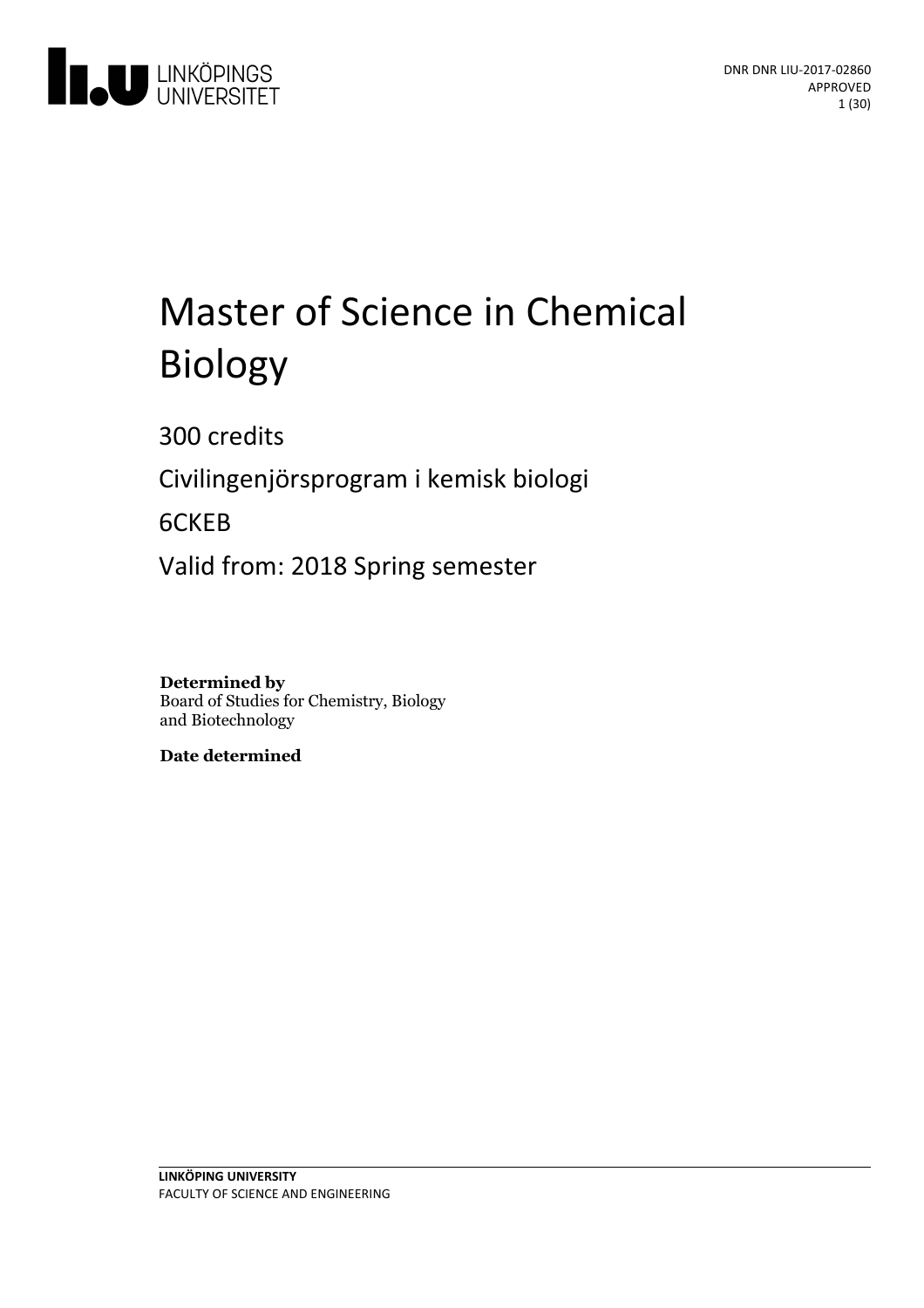DNR DNR LIU-2017-02860
APPROVED

# Master of Science in Chemical Biology

300 credits

Civilingenjörsprogram i kemisk biologi

6CKEB

Valid from: 2018 Spring semester

**Determined by**
Board of Studies for Chemistry, Biology and Biotechnology

**Date determined**

**LINKÖPING UNIVERSITY**
FACULTY OF SCIENCE AND ENGINEERING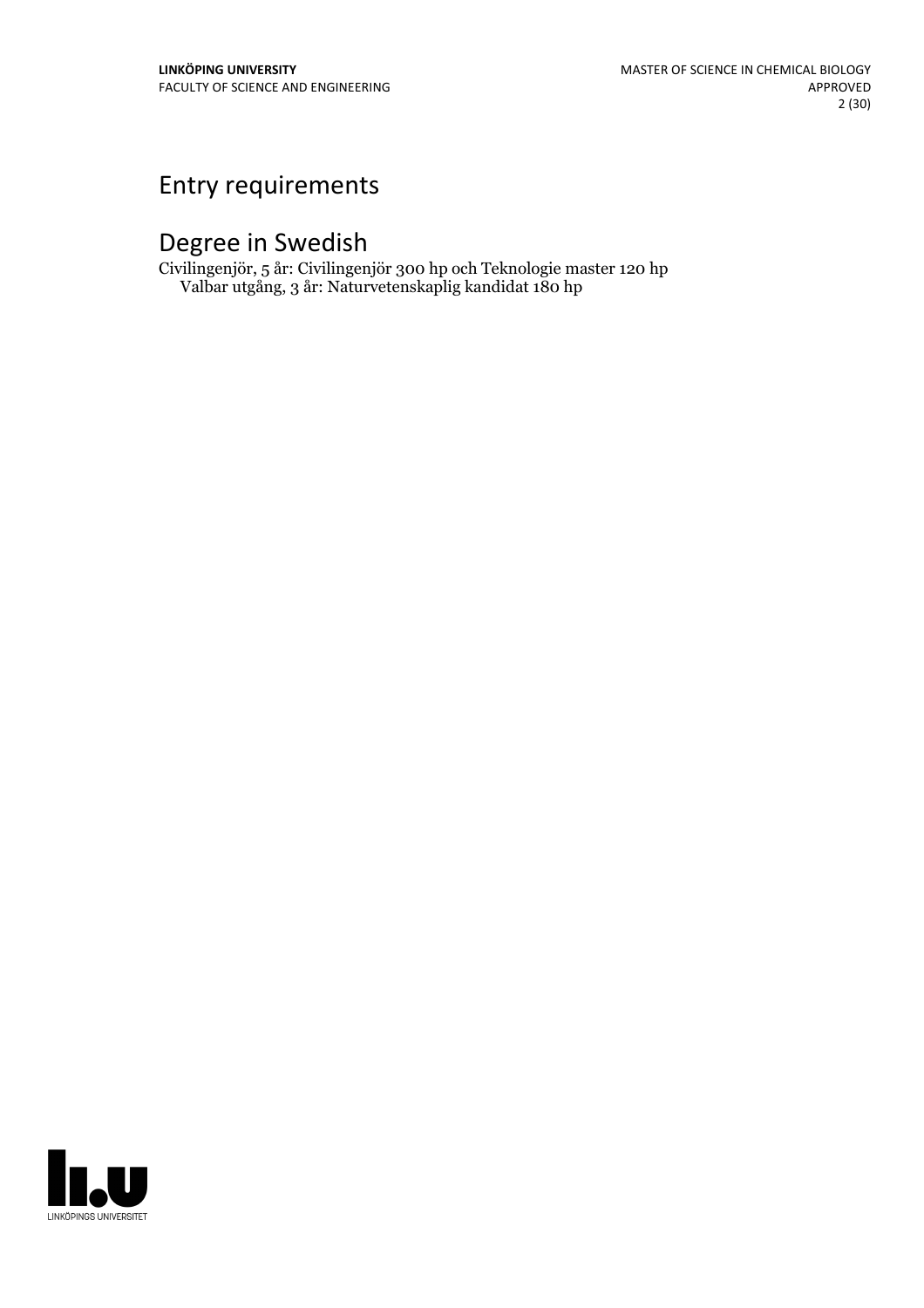# Entry requirements

# Degree in Swedish

Civilingenjör, 5 år: Civilingenjör 300 hp och Teknologie master 120 hp
Valbar utgång, 3 år: Naturvetenskaplig kandidat 180 hp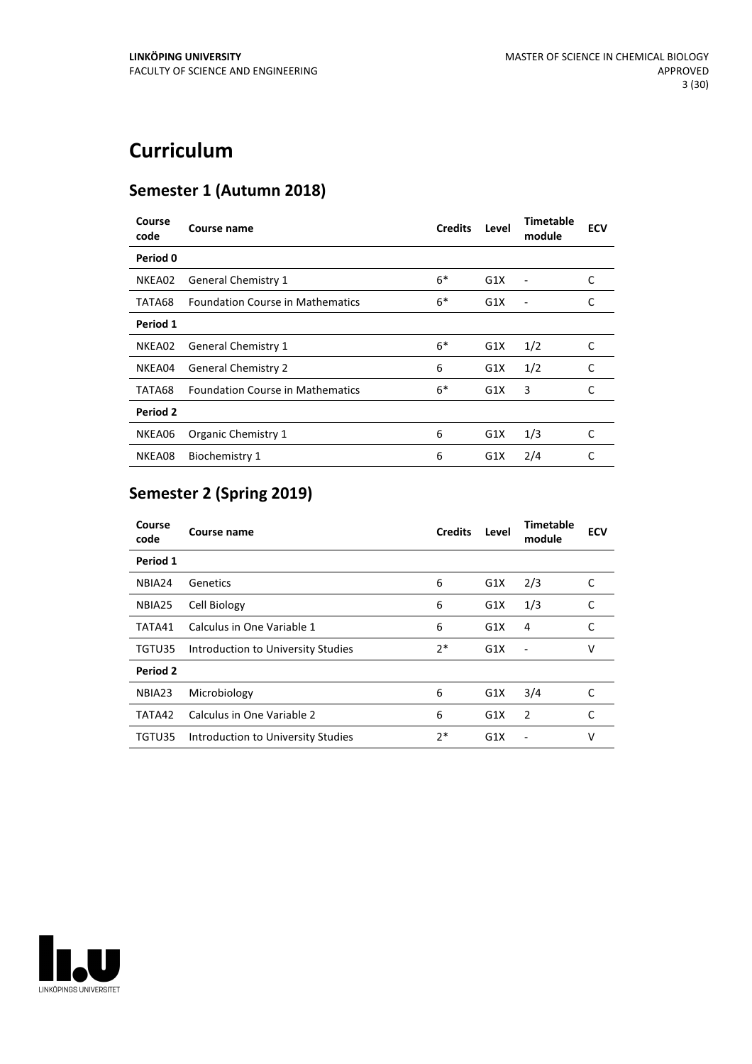# Curriculum

## Semester 1 (Autumn 2018)

| Course code | Course name | Credits | Level | Timetable module | ECV |
|---|---|---|---|---|---|
| **Period 0** | | | | | |
| NKEA02 | General Chemistry 1 | 6* | G1X | - | C |
| TATA68 | Foundation Course in Mathematics | 6* | G1X | - | C |
| **Period 1** | | | | | |
| NKEA02 | General Chemistry 1 | 6* | G1X | 1/2 | C |
| NKEA04 | General Chemistry 2 | 6 | G1X | 1/2 | C |
| TATA68 | Foundation Course in Mathematics | 6* | G1X | 3 | C |
| **Period 2** | | | | | |
| NKEA06 | Organic Chemistry 1 | 6 | G1X | 1/3 | C |
| NKEA08 | Biochemistry 1 | 6 | G1X | 2/4 | C |

## Semester 2 (Spring 2019)

| Course code | Course name | Credits | Level | Timetable module | ECV |
|---|---|---|---|---|---|
| **Period 1** | | | | | |
| NBIA24 | Genetics | 6 | G1X | 2/3 | C |
| NBIA25 | Cell Biology | 6 | G1X | 1/3 | C |
| TATA41 | Calculus in One Variable 1 | 6 | G1X | 4 | C |
| TGTU35 | Introduction to University Studies | 2* | G1X | - | V |
| **Period 2** | | | | | |
| NBIA23 | Microbiology | 6 | G1X | 3/4 | C |
| TATA42 | Calculus in One Variable 2 | 6 | G1X | 2 | C |
| TGTU35 | Introduction to University Studies | 2* | G1X | - | V |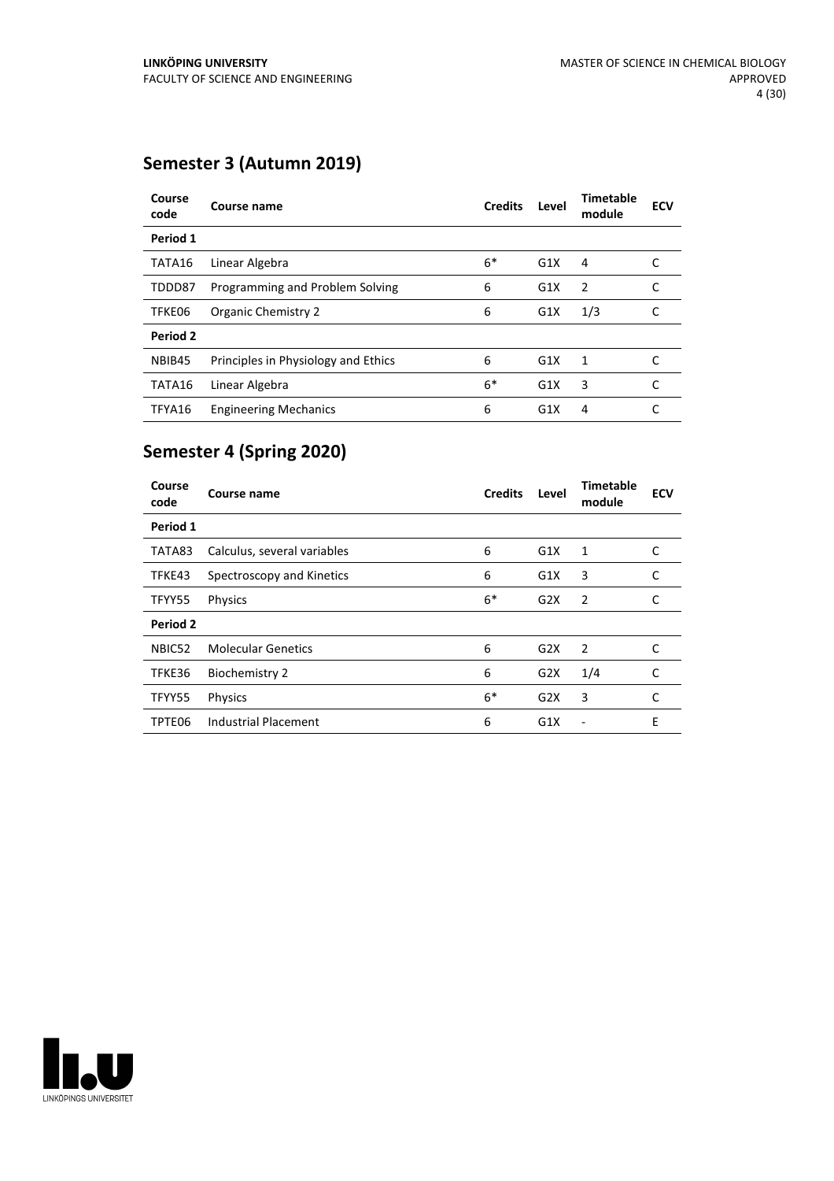## Semester 3 (Autumn 2019)

| Course code | Course name | Credits | Level | Timetable module | ECV |
|---|---|---|---|---|---|
| **Period 1** | | | | | |
| TATA16 | Linear Algebra | 6* | G1X | 4 | C |
| TDDD87 | Programming and Problem Solving | 6 | G1X | 2 | C |
| TFKE06 | Organic Chemistry 2 | 6 | G1X | 1/3 | C |
| **Period 2** | | | | | |
| NBIB45 | Principles in Physiology and Ethics | 6 | G1X | 1 | C |
| TATA16 | Linear Algebra | 6* | G1X | 3 | C |
| TFYA16 | Engineering Mechanics | 6 | G1X | 4 | C |

## Semester 4 (Spring 2020)

| Course code | Course name | Credits | Level | Timetable module | ECV |
|---|---|---|---|---|---|
| **Period 1** | | | | | |
| TATA83 | Calculus, several variables | 6 | G1X | 1 | C |
| TFKE43 | Spectroscopy and Kinetics | 6 | G1X | 3 | C |
| TFYY55 | Physics | 6* | G2X | 2 | C |
| **Period 2** | | | | | |
| NBIC52 | Molecular Genetics | 6 | G2X | 2 | C |
| TFKE36 | Biochemistry 2 | 6 | G2X | 1/4 | C |
| TFYY55 | Physics | 6* | G2X | 3 | C |
| TPTE06 | Industrial Placement | 6 | G1X | - | E |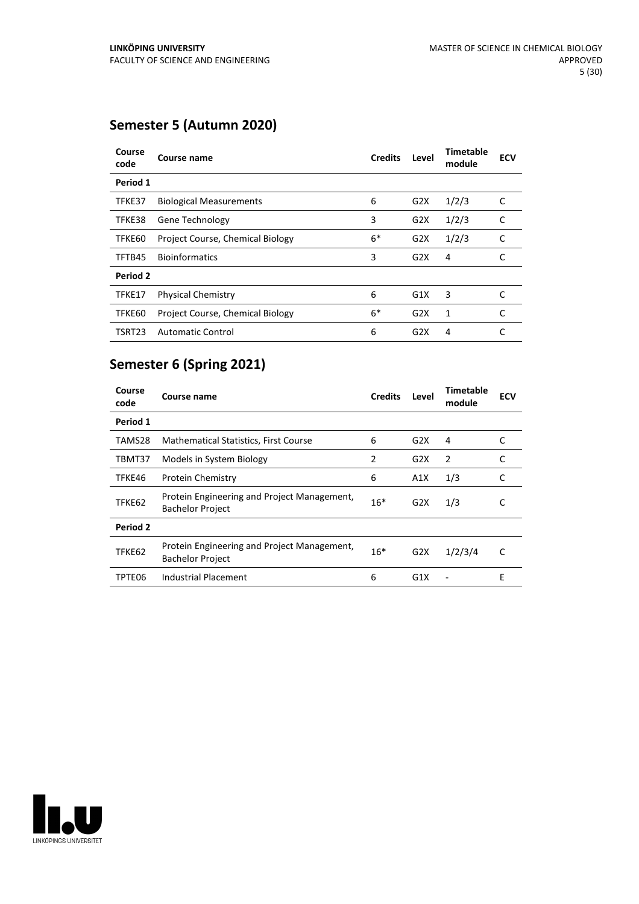## Semester 5 (Autumn 2020)

| Course code | Course name | Credits | Level | Timetable module | ECV |
|---|---|---|---|---|---|
| **Period 1** | | | | | |
| TFKE37 | Biological Measurements | 6 | G2X | 1/2/3 | C |
| TFKE38 | Gene Technology | 3 | G2X | 1/2/3 | C |
| TFKE60 | Project Course, Chemical Biology | 6* | G2X | 1/2/3 | C |
| TFTB45 | Bioinformatics | 3 | G2X | 4 | C |
| **Period 2** | | | | | |
| TFKE17 | Physical Chemistry | 6 | G1X | 3 | C |
| TFKE60 | Project Course, Chemical Biology | 6* | G2X | 1 | C |
| TSRT23 | Automatic Control | 6 | G2X | 4 | C |

## Semester 6 (Spring 2021)

| Course code | Course name | Credits | Level | Timetable module | ECV |
|---|---|---|---|---|---|
| **Period 1** | | | | | |
| TAMS28 | Mathematical Statistics, First Course | 6 | G2X | 4 | C |
| TBMT37 | Models in System Biology | 2 | G2X | 2 | C |
| TFKE46 | Protein Chemistry | 6 | A1X | 1/3 | C |
| TFKE62 | Protein Engineering and Project Management, Bachelor Project | 16* | G2X | 1/3 | C |
| **Period 2** | | | | | |
| TFKE62 | Protein Engineering and Project Management, Bachelor Project | 16* | G2X | 1/2/3/4 | C |
| TPTE06 | Industrial Placement | 6 | G1X | - | E |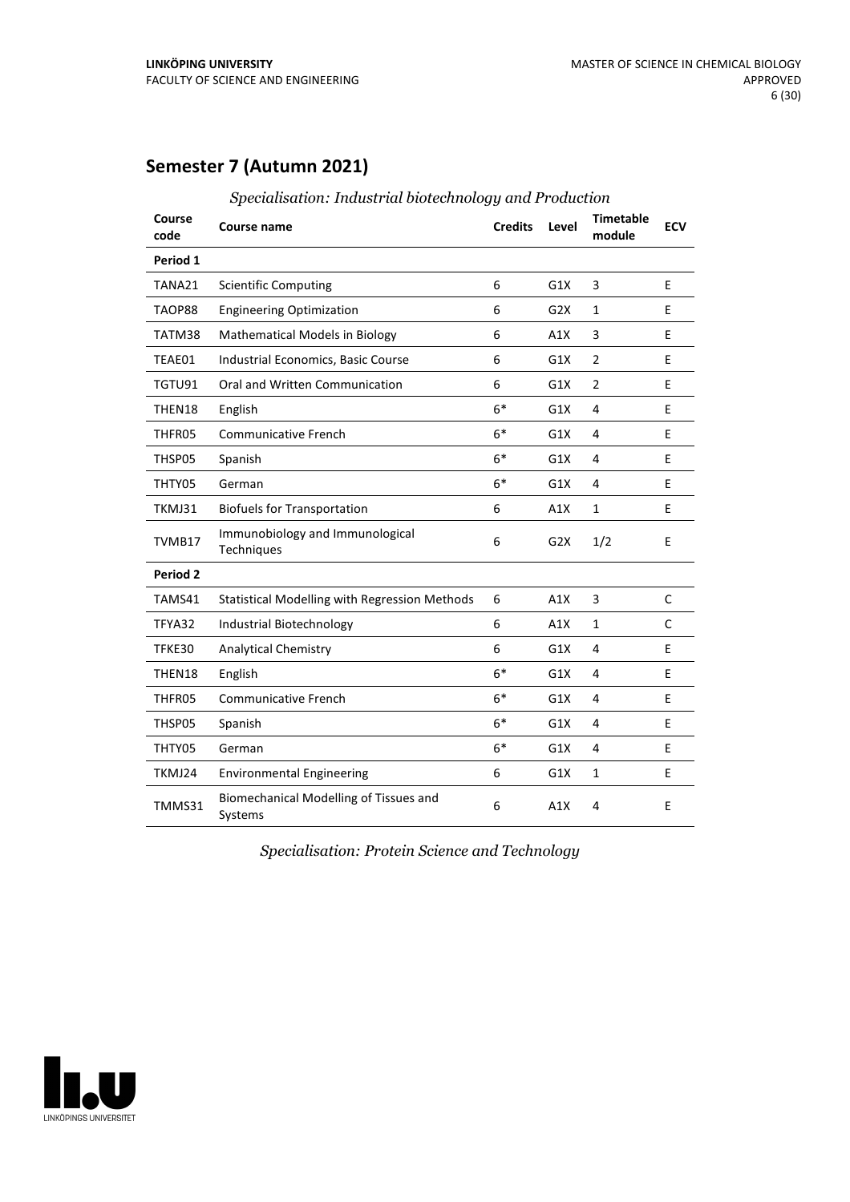## Semester 7 (Autumn 2021)

*Specialisation: Industrial biotechnology and Production*

| Course code | Course name | Credits | Level | Timetable module | ECV |
|---|---|---|---|---|---|
| **Period 1** | | | | | |
| TANA21 | Scientific Computing | 6 | G1X | 3 | E |
| TAOP88 | Engineering Optimization | 6 | G2X | 1 | E |
| TATM38 | Mathematical Models in Biology | 6 | A1X | 3 | E |
| TEAE01 | Industrial Economics, Basic Course | 6 | G1X | 2 | E |
| TGTU91 | Oral and Written Communication | 6 | G1X | 2 | E |
| THEN18 | English | 6* | G1X | 4 | E |
| THFR05 | Communicative French | 6* | G1X | 4 | E |
| THSP05 | Spanish | 6* | G1X | 4 | E |
| THTY05 | German | 6* | G1X | 4 | E |
| TKMJ31 | Biofuels for Transportation | 6 | A1X | 1 | E |
| TVMB17 | Immunobiology and Immunological Techniques | 6 | G2X | 1/2 | E |
| **Period 2** | | | | | |
| TAMS41 | Statistical Modelling with Regression Methods | 6 | A1X | 3 | C |
| TFYA32 | Industrial Biotechnology | 6 | A1X | 1 | C |
| TFKE30 | Analytical Chemistry | 6 | G1X | 4 | E |
| THEN18 | English | 6* | G1X | 4 | E |
| THFR05 | Communicative French | 6* | G1X | 4 | E |
| THSP05 | Spanish | 6* | G1X | 4 | E |
| THTY05 | German | 6* | G1X | 4 | E |
| TKMJ24 | Environmental Engineering | 6 | G1X | 1 | E |
| TMMS31 | Biomechanical Modelling of Tissues and Systems | 6 | A1X | 4 | E |

*Specialisation: Protein Science and Technology*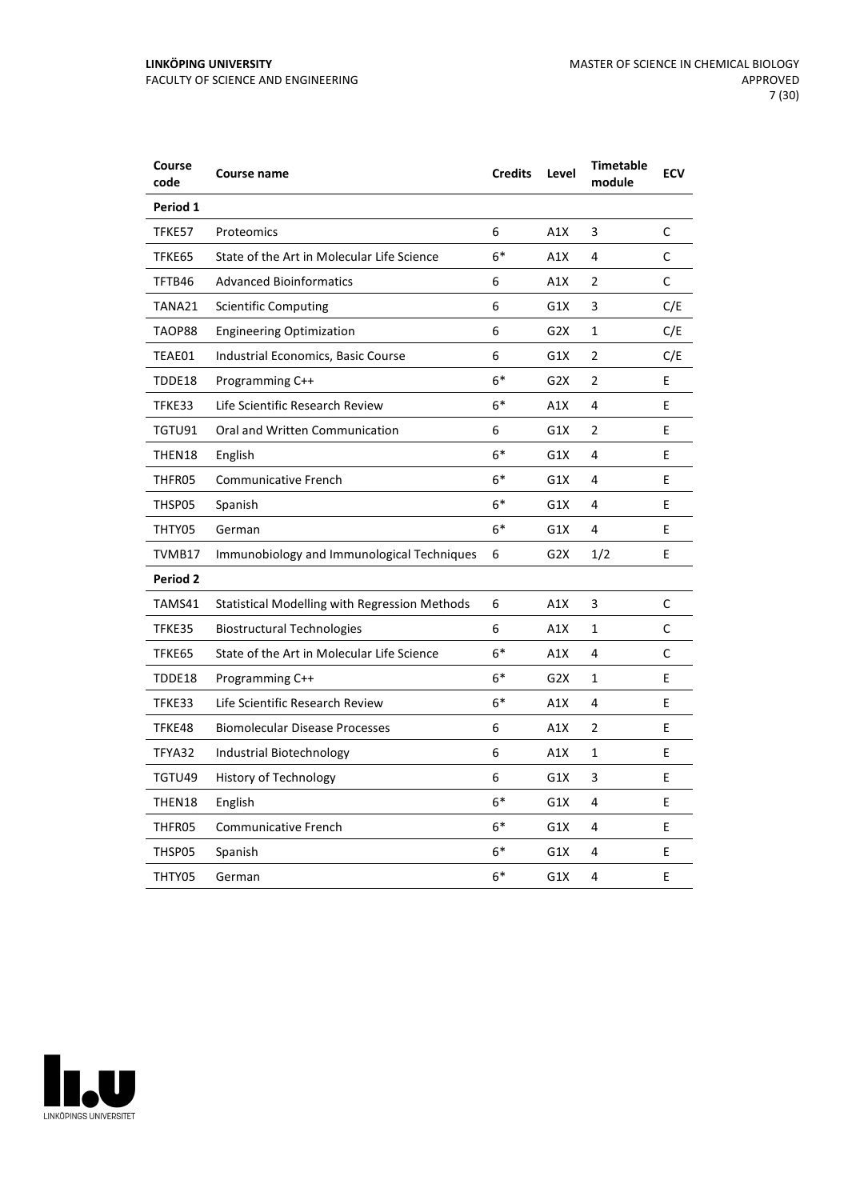| Course code | Course name | Credits | Level | Timetable module | ECV |
| --- | --- | --- | --- | --- | --- |
| **Period 1** | | | | | |
| TFKE57 | Proteomics | 6 | A1X | 3 | C |
| TFKE65 | State of the Art in Molecular Life Science | 6* | A1X | 4 | C |
| TFTB46 | Advanced Bioinformatics | 6 | A1X | 2 | C |
| TANA21 | Scientific Computing | 6 | G1X | 3 | C/E |
| TAOP88 | Engineering Optimization | 6 | G2X | 1 | C/E |
| TEAE01 | Industrial Economics, Basic Course | 6 | G1X | 2 | C/E |
| TDDE18 | Programming C++ | 6* | G2X | 2 | E |
| TFKE33 | Life Scientific Research Review | 6* | A1X | 4 | E |
| TGTU91 | Oral and Written Communication | 6 | G1X | 2 | E |
| THEN18 | English | 6* | G1X | 4 | E |
| THFR05 | Communicative French | 6* | G1X | 4 | E |
| THSP05 | Spanish | 6* | G1X | 4 | E |
| THTY05 | German | 6* | G1X | 4 | E |
| TVMB17 | Immunobiology and Immunological Techniques | 6 | G2X | 1/2 | E |
| **Period 2** | | | | | |
| TAMS41 | Statistical Modelling with Regression Methods | 6 | A1X | 3 | C |
| TFKE35 | Biostructural Technologies | 6 | A1X | 1 | C |
| TFKE65 | State of the Art in Molecular Life Science | 6* | A1X | 4 | C |
| TDDE18 | Programming C++ | 6* | G2X | 1 | E |
| TFKE33 | Life Scientific Research Review | 6* | A1X | 4 | E |
| TFKE48 | Biomolecular Disease Processes | 6 | A1X | 2 | E |
| TFYA32 | Industrial Biotechnology | 6 | A1X | 1 | E |
| TGTU49 | History of Technology | 6 | G1X | 3 | E |
| THEN18 | English | 6* | G1X | 4 | E |
| THFR05 | Communicative French | 6* | G1X | 4 | E |
| THSP05 | Spanish | 6* | G1X | 4 | E |
| THTY05 | German | 6* | G1X | 4 | E |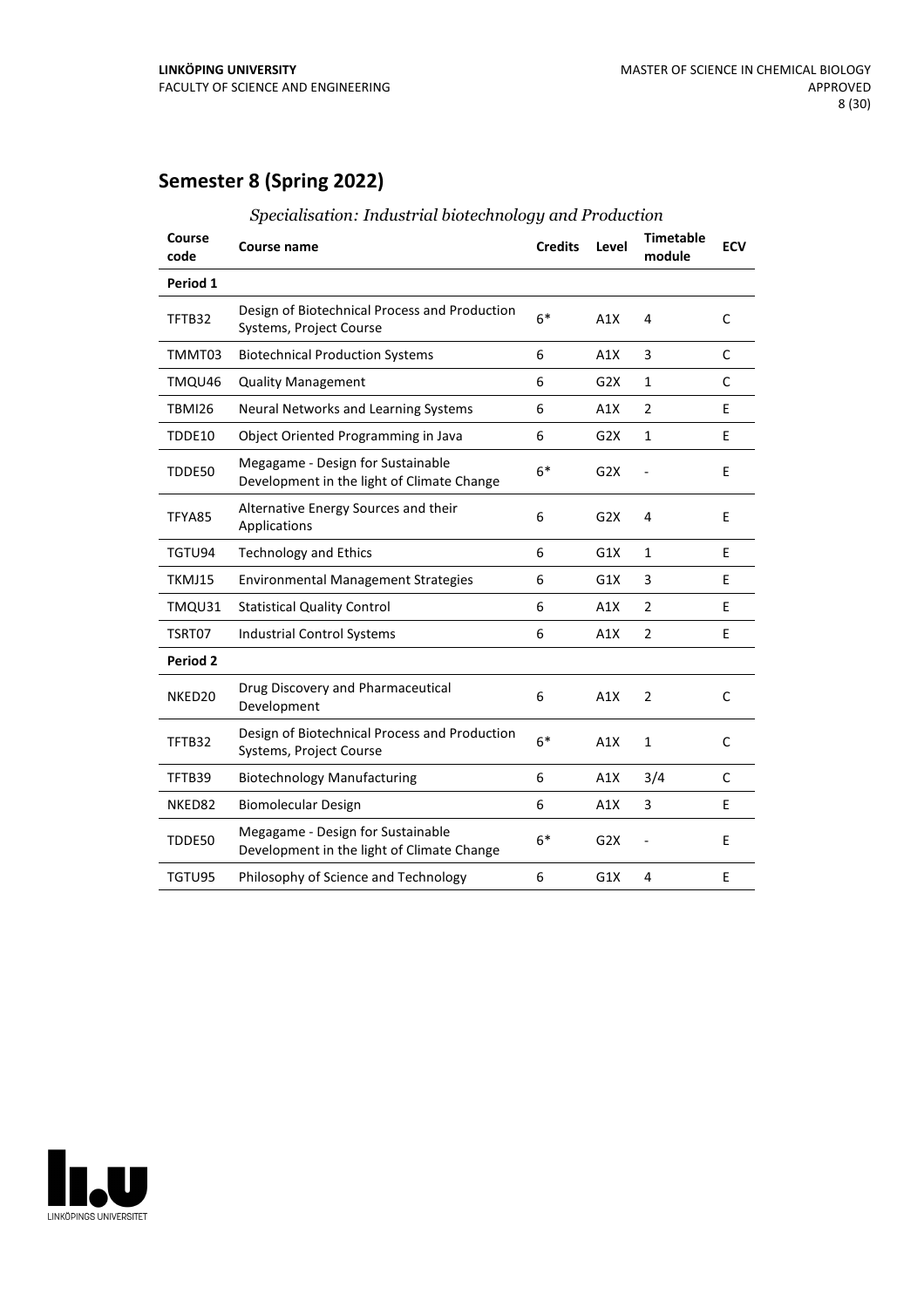## Semester 8 (Spring 2022)

*Specialisation: Industrial biotechnology and Production*

| Course code | Course name | Credits | Level | Timetable module | ECV |
|---|---|---|---|---|---|
| **Period 1** | | | | | |
| TFTB32 | Design of Biotechnical Process and Production Systems, Project Course | 6* | A1X | 4 | C |
| TMMT03 | Biotechnical Production Systems | 6 | A1X | 3 | C |
| TMQU46 | Quality Management | 6 | G2X | 1 | C |
| TBMI26 | Neural Networks and Learning Systems | 6 | A1X | 2 | E |
| TDDE10 | Object Oriented Programming in Java | 6 | G2X | 1 | E |
| TDDE50 | Megagame - Design for Sustainable Development in the light of Climate Change | 6* | G2X | - | E |
| TFYA85 | Alternative Energy Sources and their Applications | 6 | G2X | 4 | E |
| TGTU94 | Technology and Ethics | 6 | G1X | 1 | E |
| TKMJ15 | Environmental Management Strategies | 6 | G1X | 3 | E |
| TMQU31 | Statistical Quality Control | 6 | A1X | 2 | E |
| TSRT07 | Industrial Control Systems | 6 | A1X | 2 | E |
| **Period 2** | | | | | |
| NKED20 | Drug Discovery and Pharmaceutical Development | 6 | A1X | 2 | C |
| TFTB32 | Design of Biotechnical Process and Production Systems, Project Course | 6* | A1X | 1 | C |
| TFTB39 | Biotechnology Manufacturing | 6 | A1X | 3/4 | C |
| NKED82 | Biomolecular Design | 6 | A1X | 3 | E |
| TDDE50 | Megagame - Design for Sustainable Development in the light of Climate Change | 6* | G2X | - | E |
| TGTU95 | Philosophy of Science and Technology | 6 | G1X | 4 | E |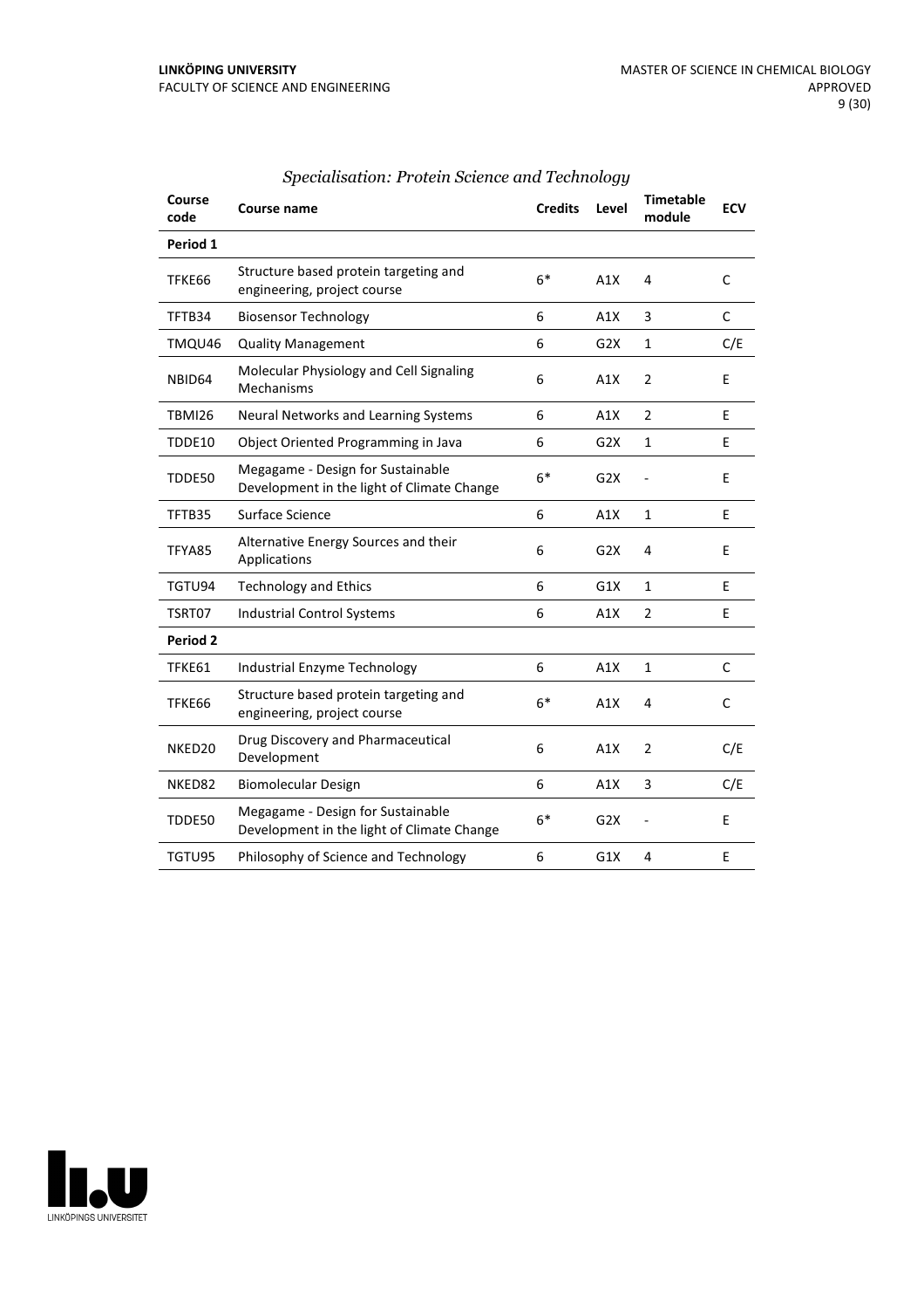*Specialisation: Protein Science and Technology*

| Course code | Course name | Credits | Level | Timetable module | ECV |
|---|---|---|---|---|---|
| **Period 1** | | | | | |
| TFKE66 | Structure based protein targeting and engineering, project course | 6* | A1X | 4 | C |
| TFTB34 | Biosensor Technology | 6 | A1X | 3 | C |
| TMQU46 | Quality Management | 6 | G2X | 1 | C/E |
| NBID64 | Molecular Physiology and Cell Signaling Mechanisms | 6 | A1X | 2 | E |
| TBMI26 | Neural Networks and Learning Systems | 6 | A1X | 2 | E |
| TDDE10 | Object Oriented Programming in Java | 6 | G2X | 1 | E |
| TDDE50 | Megagame - Design for Sustainable Development in the light of Climate Change | 6* | G2X | - | E |
| TFTB35 | Surface Science | 6 | A1X | 1 | E |
| TFYA85 | Alternative Energy Sources and their Applications | 6 | G2X | 4 | E |
| TGTU94 | Technology and Ethics | 6 | G1X | 1 | E |
| TSRT07 | Industrial Control Systems | 6 | A1X | 2 | E |
| **Period 2** | | | | | |
| TFKE61 | Industrial Enzyme Technology | 6 | A1X | 1 | C |
| TFKE66 | Structure based protein targeting and engineering, project course | 6* | A1X | 4 | C |
| NKED20 | Drug Discovery and Pharmaceutical Development | 6 | A1X | 2 | C/E |
| NKED82 | Biomolecular Design | 6 | A1X | 3 | C/E |
| TDDE50 | Megagame - Design for Sustainable Development in the light of Climate Change | 6* | G2X | - | E |
| TGTU95 | Philosophy of Science and Technology | 6 | G1X | 4 | E |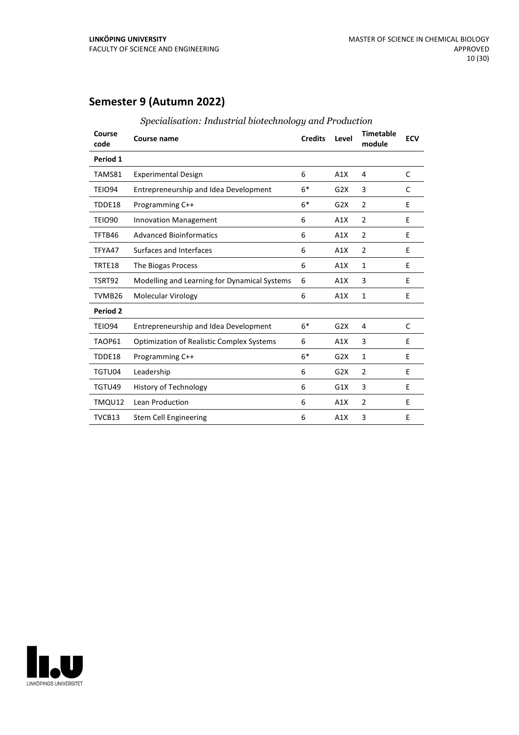## Semester 9 (Autumn 2022)

*Specialisation: Industrial biotechnology and Production*

| Course code | Course name | Credits | Level | Timetable module | ECV |
|---|---|---|---|---|---|
| **Period 1** | | | | | |
| TAMS81 | Experimental Design | 6 | A1X | 4 | C |
| TEIO94 | Entrepreneurship and Idea Development | 6* | G2X | 3 | C |
| TDDE18 | Programming C++ | 6* | G2X | 2 | E |
| TEIO90 | Innovation Management | 6 | A1X | 2 | E |
| TFTB46 | Advanced Bioinformatics | 6 | A1X | 2 | E |
| TFYA47 | Surfaces and Interfaces | 6 | A1X | 2 | E |
| TRTE18 | The Biogas Process | 6 | A1X | 1 | E |
| TSRT92 | Modelling and Learning for Dynamical Systems | 6 | A1X | 3 | E |
| TVMB26 | Molecular Virology | 6 | A1X | 1 | E |
| **Period 2** | | | | | |
| TEIO94 | Entrepreneurship and Idea Development | 6* | G2X | 4 | C |
| TAOP61 | Optimization of Realistic Complex Systems | 6 | A1X | 3 | E |
| TDDE18 | Programming C++ | 6* | G2X | 1 | E |
| TGTU04 | Leadership | 6 | G2X | 2 | E |
| TGTU49 | History of Technology | 6 | G1X | 3 | E |
| TMQU12 | Lean Production | 6 | A1X | 2 | E |
| TVCB13 | Stem Cell Engineering | 6 | A1X | 3 | E |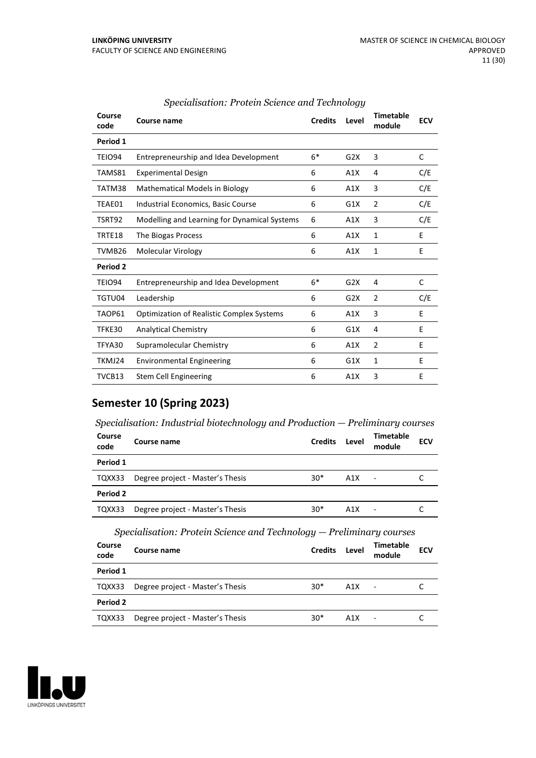*Specialisation: Protein Science and Technology*

| Course code | Course name | Credits | Level | Timetable module | ECV |
|---|---|---|---|---|---|
| **Period 1** | | | | | |
| TEIO94 | Entrepreneurship and Idea Development | 6* | G2X | 3 | C |
| TAMS81 | Experimental Design | 6 | A1X | 4 | C/E |
| TATM38 | Mathematical Models in Biology | 6 | A1X | 3 | C/E |
| TEAE01 | Industrial Economics, Basic Course | 6 | G1X | 2 | C/E |
| TSRT92 | Modelling and Learning for Dynamical Systems | 6 | A1X | 3 | C/E |
| TRTE18 | The Biogas Process | 6 | A1X | 1 | E |
| TVMB26 | Molecular Virology | 6 | A1X | 1 | E |
| **Period 2** | | | | | |
| TEIO94 | Entrepreneurship and Idea Development | 6* | G2X | 4 | C |
| TGTU04 | Leadership | 6 | G2X | 2 | C/E |
| TAOP61 | Optimization of Realistic Complex Systems | 6 | A1X | 3 | E |
| TFKE30 | Analytical Chemistry | 6 | G1X | 4 | E |
| TFYA30 | Supramolecular Chemistry | 6 | A1X | 2 | E |
| TKMJ24 | Environmental Engineering | 6 | G1X | 1 | E |
| TVCB13 | Stem Cell Engineering | 6 | A1X | 3 | E |

## Semester 10 (Spring 2023)

*Specialisation: Industrial biotechnology and Production — Preliminary courses*

| Course code | Course name | Credits | Level | Timetable module | ECV |
|---|---|---|---|---|---|
| **Period 1** | | | | | |
| TQXX33 | Degree project - Master's Thesis | 30* | A1X | - | C |
| **Period 2** | | | | | |
| TQXX33 | Degree project - Master's Thesis | 30* | A1X | - | C |

*Specialisation: Protein Science and Technology — Preliminary courses*

| Course code | Course name | Credits | Level | Timetable module | ECV |
|---|---|---|---|---|---|
| **Period 1** | | | | | |
| TQXX33 | Degree project - Master's Thesis | 30* | A1X | - | C |
| **Period 2** | | | | | |
| TQXX33 | Degree project - Master's Thesis | 30* | A1X | - | C |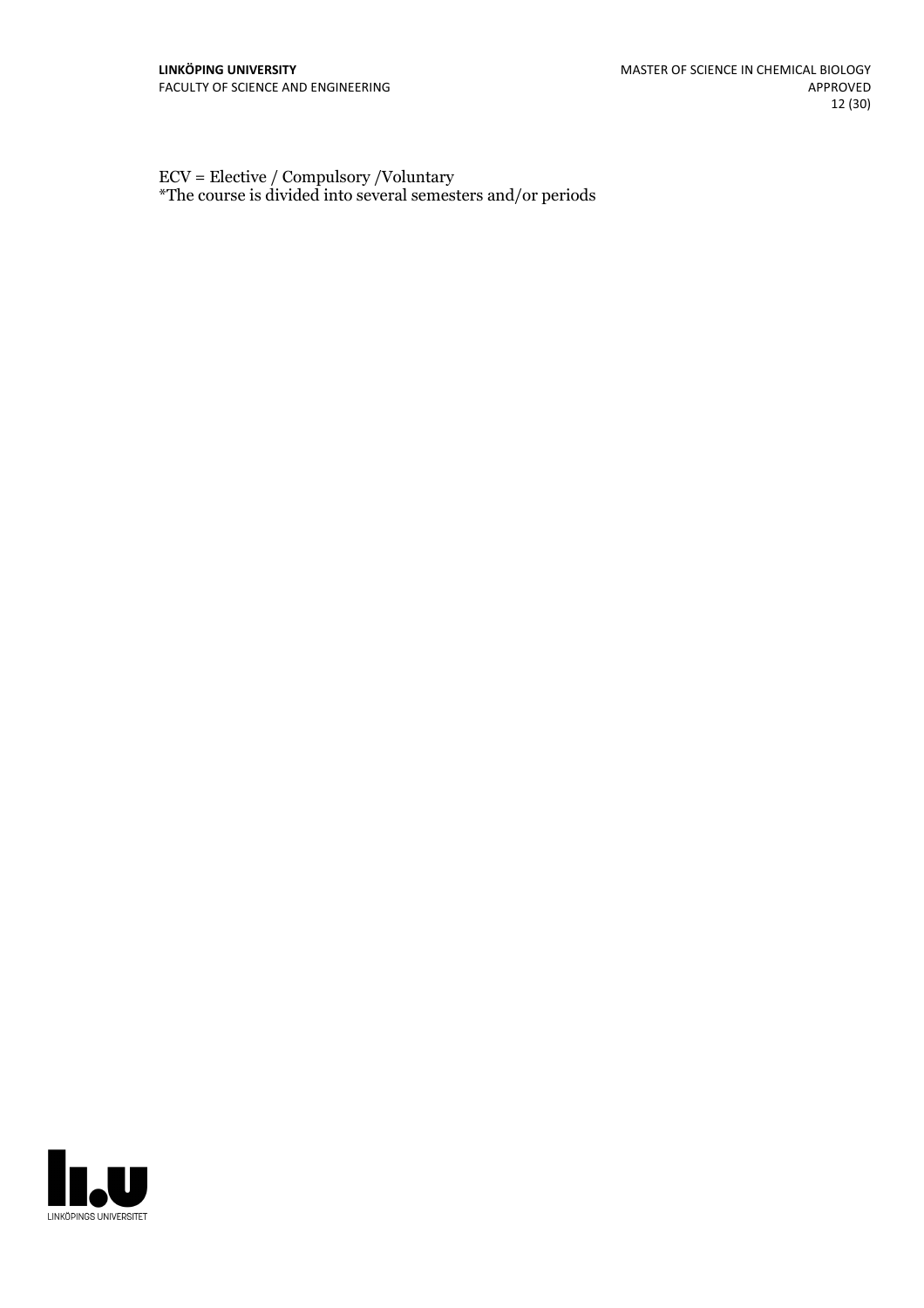ECV = Elective / Compulsory /Voluntary
*The course is divided into several semesters and/or periods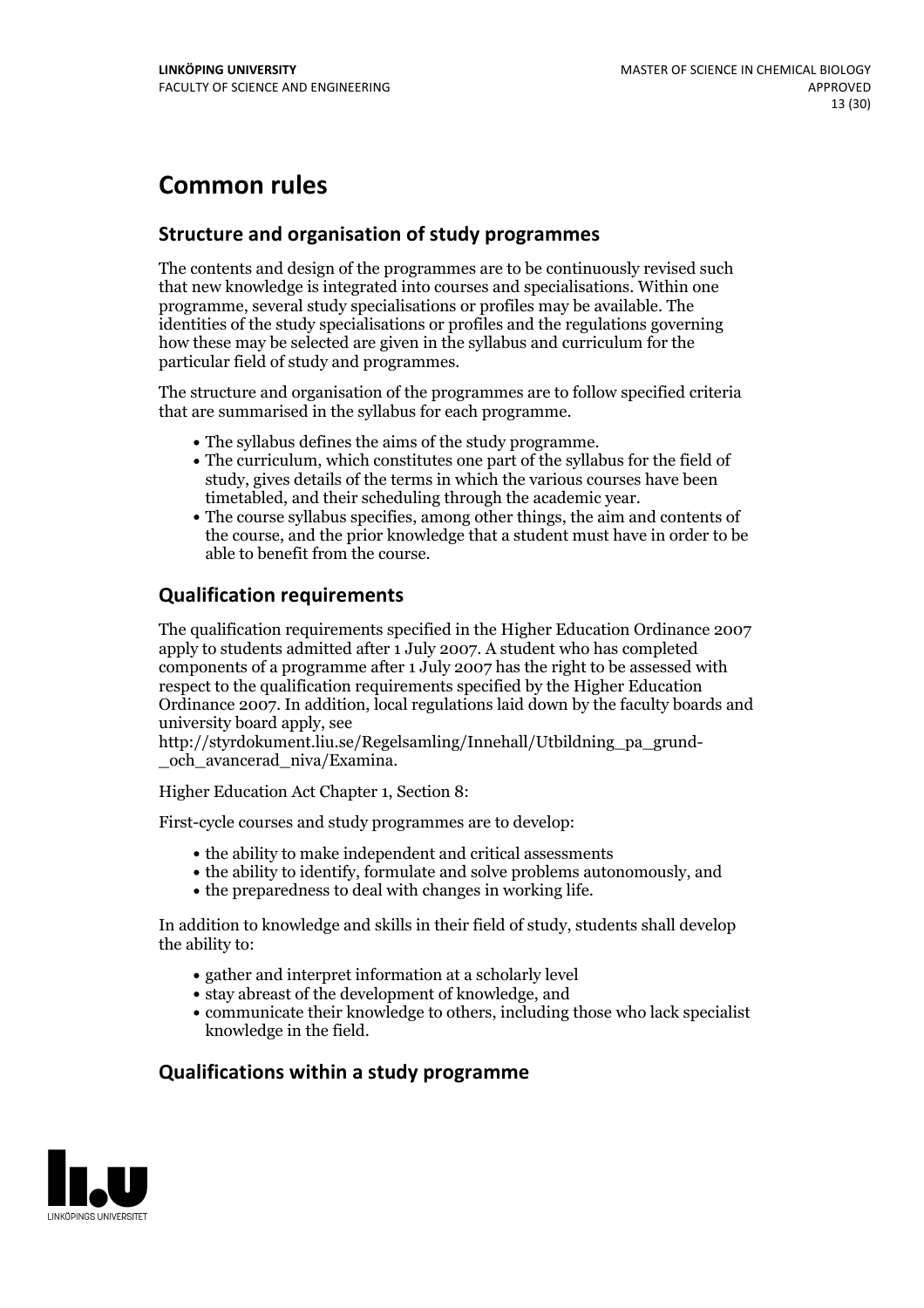# Common rules

## Structure and organisation of study programmes

The contents and design of the programmes are to be continuously revised such that new knowledge is integrated into courses and specialisations. Within one programme, several study specialisations or profiles may be available. The identities of the study specialisations or profiles and the regulations governing how these may be selected are given in the syllabus and curriculum for the particular field of study and programmes.

The structure and organisation of the programmes are to follow specified criteria that are summarised in the syllabus for each programme.

- The syllabus defines the aims of the study programme.
- The curriculum, which constitutes one part of the syllabus for the field of study, gives details of the terms in which the various courses have been timetabled, and their scheduling through the academic year.
- The course syllabus specifies, among other things, the aim and contents of the course, and the prior knowledge that a student must have in order to be able to benefit from the course.

## Qualification requirements

The qualification requirements specified in the Higher Education Ordinance 2007 apply to students admitted after 1 July 2007. A student who has completed components of a programme after 1 July 2007 has the right to be assessed with respect to the qualification requirements specified by the Higher Education Ordinance 2007. In addition, local regulations laid down by the faculty boards and university board apply, see http://styrdokument.liu.se/Regelsamling/Innehall/Utbildning_pa_grund-_och_avancerad_niva/Examina.

Higher Education Act Chapter 1, Section 8:

First-cycle courses and study programmes are to develop:

- the ability to make independent and critical assessments
- the ability to identify, formulate and solve problems autonomously, and
- the preparedness to deal with changes in working life.

In addition to knowledge and skills in their field of study, students shall develop the ability to:

- gather and interpret information at a scholarly level
- stay abreast of the development of knowledge, and
- communicate their knowledge to others, including those who lack specialist knowledge in the field.

## Qualifications within a study programme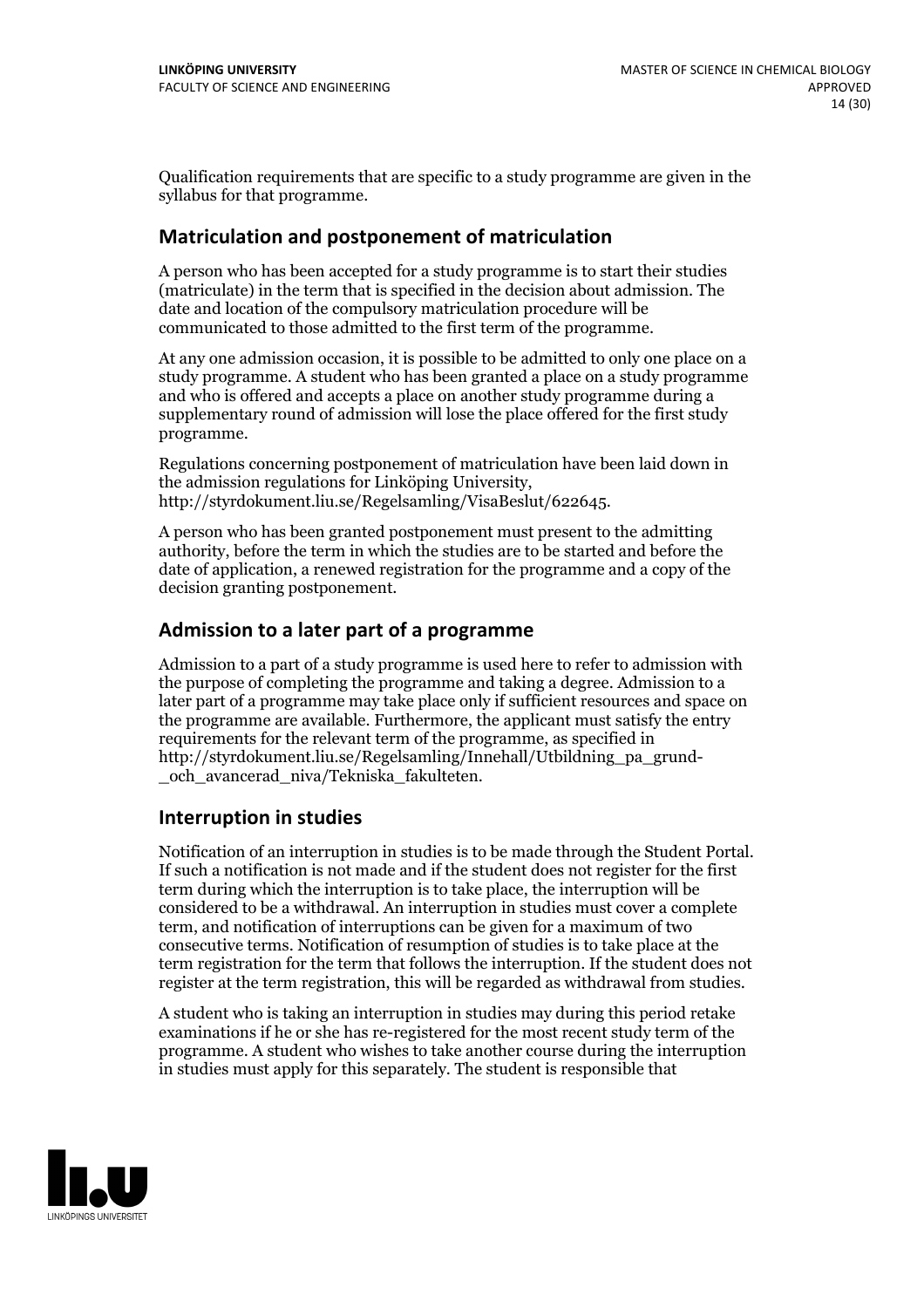Qualification requirements that are specific to a study programme are given in the syllabus for that programme.

## Matriculation and postponement of matriculation

A person who has been accepted for a study programme is to start their studies (matriculate) in the term that is specified in the decision about admission. The date and location of the compulsory matriculation procedure will be communicated to those admitted to the first term of the programme.

At any one admission occasion, it is possible to be admitted to only one place on a study programme. A student who has been granted a place on a study programme and who is offered and accepts a place on another study programme during a supplementary round of admission will lose the place offered for the first study programme.

Regulations concerning postponement of matriculation have been laid down in the admission regulations for Linköping University, http://styrdokument.liu.se/Regelsamling/VisaBeslut/622645.

A person who has been granted postponement must present to the admitting authority, before the term in which the studies are to be started and before the date of application, a renewed registration for the programme and a copy of the decision granting postponement.

## Admission to a later part of a programme

Admission to a part of a study programme is used here to refer to admission with the purpose of completing the programme and taking a degree. Admission to a later part of a programme may take place only if sufficient resources and space on the programme are available. Furthermore, the applicant must satisfy the entry requirements for the relevant term of the programme, as specified in http://styrdokument.liu.se/Regelsamling/Innehall/Utbildning_pa_grund-_och_avancerad_niva/Tekniska_fakulteten.

## Interruption in studies

Notification of an interruption in studies is to be made through the Student Portal. If such a notification is not made and if the student does not register for the first term during which the interruption is to take place, the interruption will be considered to be a withdrawal. An interruption in studies must cover a complete term, and notification of interruptions can be given for a maximum of two consecutive terms. Notification of resumption of studies is to take place at the term registration for the term that follows the interruption. If the student does not register at the term registration, this will be regarded as withdrawal from studies.

A student who is taking an interruption in studies may during this period retake examinations if he or she has re-registered for the most recent study term of the programme. A student who wishes to take another course during the interruption in studies must apply for this separately. The student is responsible that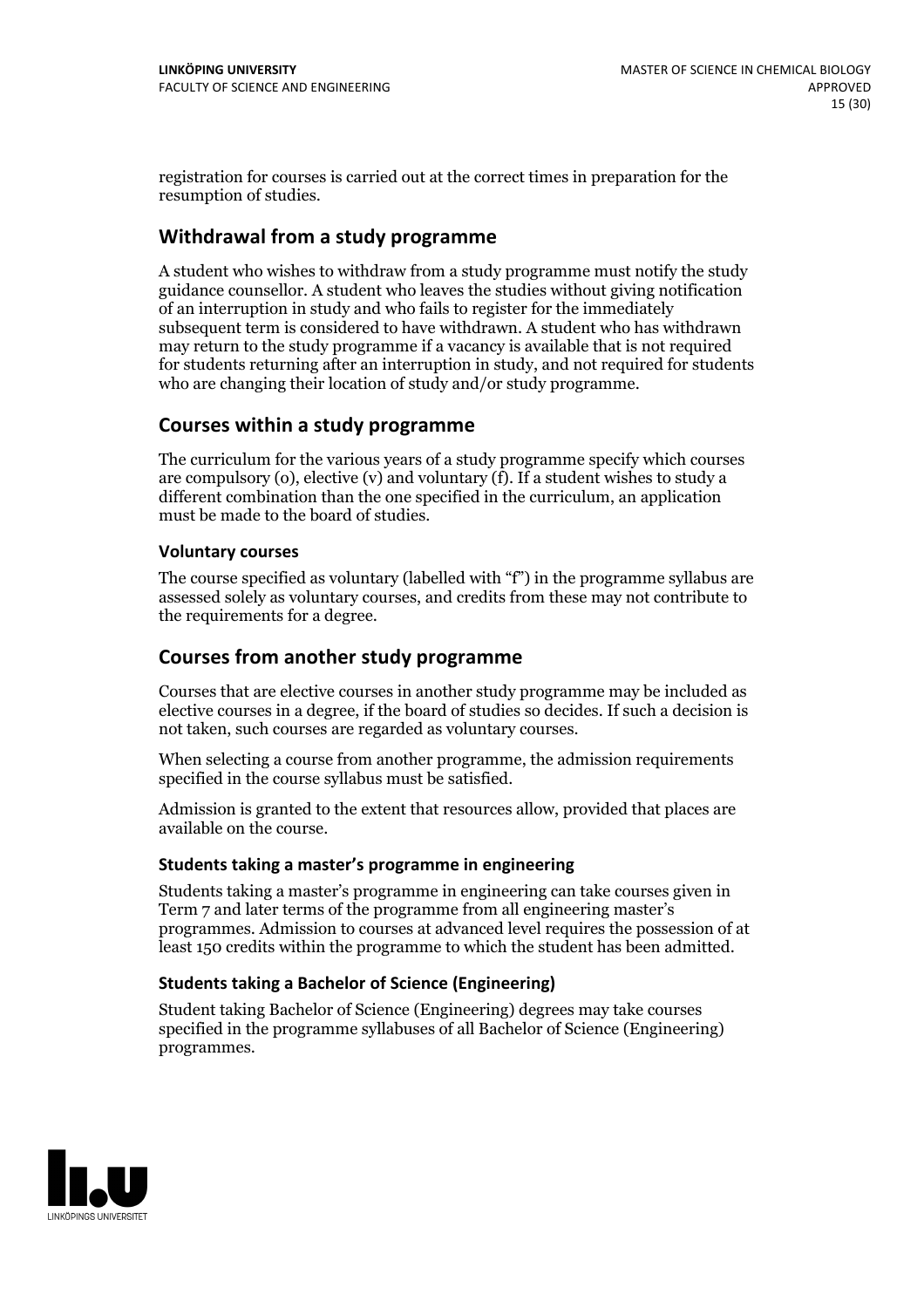registration for courses is carried out at the correct times in preparation for the resumption of studies.

## Withdrawal from a study programme

A student who wishes to withdraw from a study programme must notify the study guidance counsellor. A student who leaves the studies without giving notification of an interruption in study and who fails to register for the immediately subsequent term is considered to have withdrawn. A student who has withdrawn may return to the study programme if a vacancy is available that is not required for students returning after an interruption in study, and not required for students who are changing their location of study and/or study programme.

## Courses within a study programme

The curriculum for the various years of a study programme specify which courses are compulsory (o), elective (v) and voluntary (f). If a student wishes to study a different combination than the one specified in the curriculum, an application must be made to the board of studies.

### Voluntary courses

The course specified as voluntary (labelled with "f") in the programme syllabus are assessed solely as voluntary courses, and credits from these may not contribute to the requirements for a degree.

## Courses from another study programme

Courses that are elective courses in another study programme may be included as elective courses in a degree, if the board of studies so decides. If such a decision is not taken, such courses are regarded as voluntary courses.

When selecting a course from another programme, the admission requirements specified in the course syllabus must be satisfied.

Admission is granted to the extent that resources allow, provided that places are available on the course.

### Students taking a master's programme in engineering

Students taking a master's programme in engineering can take courses given in Term 7 and later terms of the programme from all engineering master's programmes. Admission to courses at advanced level requires the possession of at least 150 credits within the programme to which the student has been admitted.

### Students taking a Bachelor of Science (Engineering)

Student taking Bachelor of Science (Engineering) degrees may take courses specified in the programme syllabuses of all Bachelor of Science (Engineering) programmes.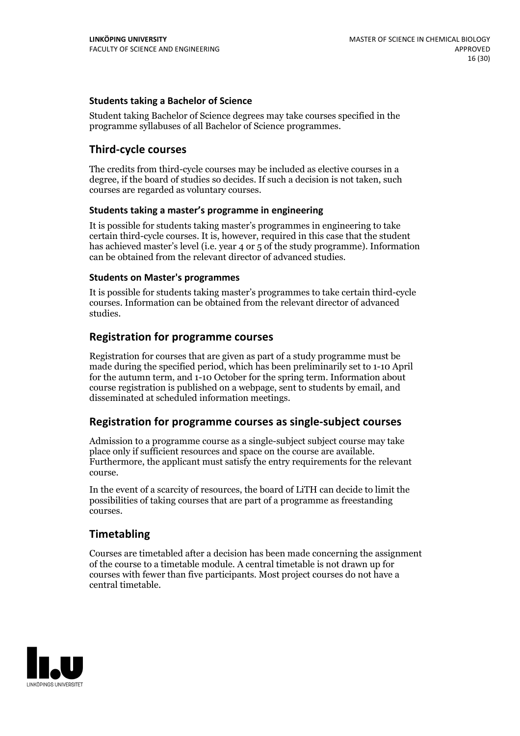#### Students taking a Bachelor of Science

Student taking Bachelor of Science degrees may take courses specified in the programme syllabuses of all Bachelor of Science programmes.

### Third-cycle courses

The credits from third-cycle courses may be included as elective courses in a degree, if the board of studies so decides. If such a decision is not taken, such courses are regarded as voluntary courses.

#### Students taking a master's programme in engineering

It is possible for students taking master's programmes in engineering to take certain third-cycle courses. It is, however, required in this case that the student has achieved master's level (i.e. year 4 or 5 of the study programme). Information can be obtained from the relevant director of advanced studies.

#### Students on Master's programmes

It is possible for students taking master's programmes to take certain third-cycle courses. Information can be obtained from the relevant director of advanced studies.

### Registration for programme courses

Registration for courses that are given as part of a study programme must be made during the specified period, which has been preliminarily set to 1-10 April for the autumn term, and 1-10 October for the spring term. Information about course registration is published on a webpage, sent to students by email, and disseminated at scheduled information meetings.

### Registration for programme courses as single-subject courses

Admission to a programme course as a single-subject subject course may take place only if sufficient resources and space on the course are available. Furthermore, the applicant must satisfy the entry requirements for the relevant course.

In the event of a scarcity of resources, the board of LiTH can decide to limit the possibilities of taking courses that are part of a programme as freestanding courses.

### Timetabling

Courses are timetabled after a decision has been made concerning the assignment of the course to a timetable module. A central timetable is not drawn up for courses with fewer than five participants. Most project courses do not have a central timetable.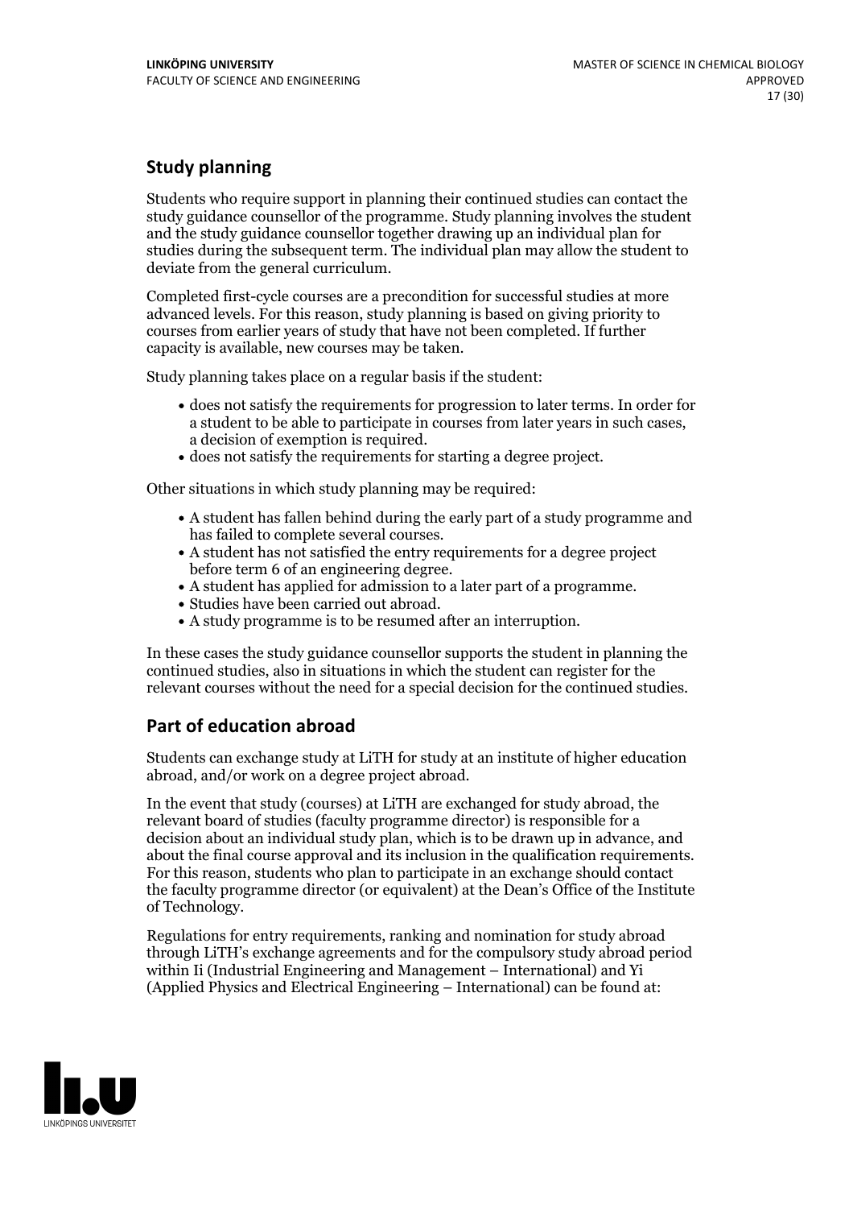## Study planning

Students who require support in planning their continued studies can contact the study guidance counsellor of the programme. Study planning involves the student and the study guidance counsellor together drawing up an individual plan for studies during the subsequent term. The individual plan may allow the student to deviate from the general curriculum.

Completed first-cycle courses are a precondition for successful studies at more advanced levels. For this reason, study planning is based on giving priority to courses from earlier years of study that have not been completed. If further capacity is available, new courses may be taken.

Study planning takes place on a regular basis if the student:

- does not satisfy the requirements for progression to later terms. In order for a student to be able to participate in courses from later years in such cases, a decision of exemption is required.
- does not satisfy the requirements for starting a degree project.

Other situations in which study planning may be required:

- A student has fallen behind during the early part of a study programme and has failed to complete several courses.
- A student has not satisfied the entry requirements for a degree project before term 6 of an engineering degree.
- A student has applied for admission to a later part of a programme.
- Studies have been carried out abroad.
- A study programme is to be resumed after an interruption.

In these cases the study guidance counsellor supports the student in planning the continued studies, also in situations in which the student can register for the relevant courses without the need for a special decision for the continued studies.

## Part of education abroad

Students can exchange study at LiTH for study at an institute of higher education abroad, and/or work on a degree project abroad.

In the event that study (courses) at LiTH are exchanged for study abroad, the relevant board of studies (faculty programme director) is responsible for a decision about an individual study plan, which is to be drawn up in advance, and about the final course approval and its inclusion in the qualification requirements. For this reason, students who plan to participate in an exchange should contact the faculty programme director (or equivalent) at the Dean's Office of the Institute of Technology.

Regulations for entry requirements, ranking and nomination for study abroad through LiTH's exchange agreements and for the compulsory study abroad period within Ii (Industrial Engineering and Management – International) and Yi (Applied Physics and Electrical Engineering – International) can be found at: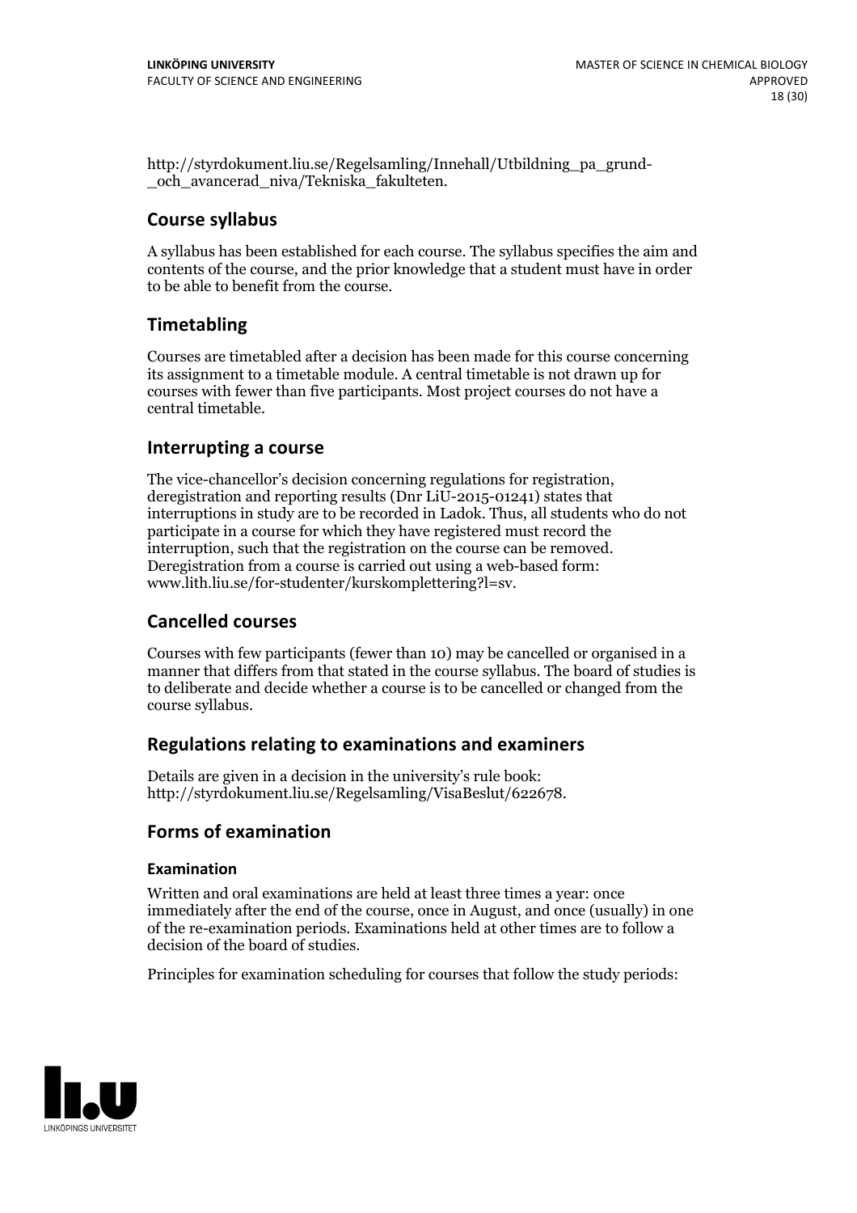http://styrdokument.liu.se/Regelsamling/Innehall/Utbildning_pa_grund-_och_avancerad_niva/Tekniska_fakulteten.

## Course syllabus

A syllabus has been established for each course. The syllabus specifies the aim and contents of the course, and the prior knowledge that a student must have in order to be able to benefit from the course.

## Timetabling

Courses are timetabled after a decision has been made for this course concerning its assignment to a timetable module. A central timetable is not drawn up for courses with fewer than five participants. Most project courses do not have a central timetable.

## Interrupting a course

The vice-chancellor's decision concerning regulations for registration, deregistration and reporting results (Dnr LiU-2015-01241) states that interruptions in study are to be recorded in Ladok. Thus, all students who do not participate in a course for which they have registered must record the interruption, such that the registration on the course can be removed. Deregistration from a course is carried out using a web-based form: www.lith.liu.se/for-studenter/kurskomplettering?l=sv.

## Cancelled courses

Courses with few participants (fewer than 10) may be cancelled or organised in a manner that differs from that stated in the course syllabus. The board of studies is to deliberate and decide whether a course is to be cancelled or changed from the course syllabus.

## Regulations relating to examinations and examiners

Details are given in a decision in the university's rule book: http://styrdokument.liu.se/Regelsamling/VisaBeslut/622678.

## Forms of examination

### Examination

Written and oral examinations are held at least three times a year: once immediately after the end of the course, once in August, and once (usually) in one of the re-examination periods. Examinations held at other times are to follow a decision of the board of studies.

Principles for examination scheduling for courses that follow the study periods: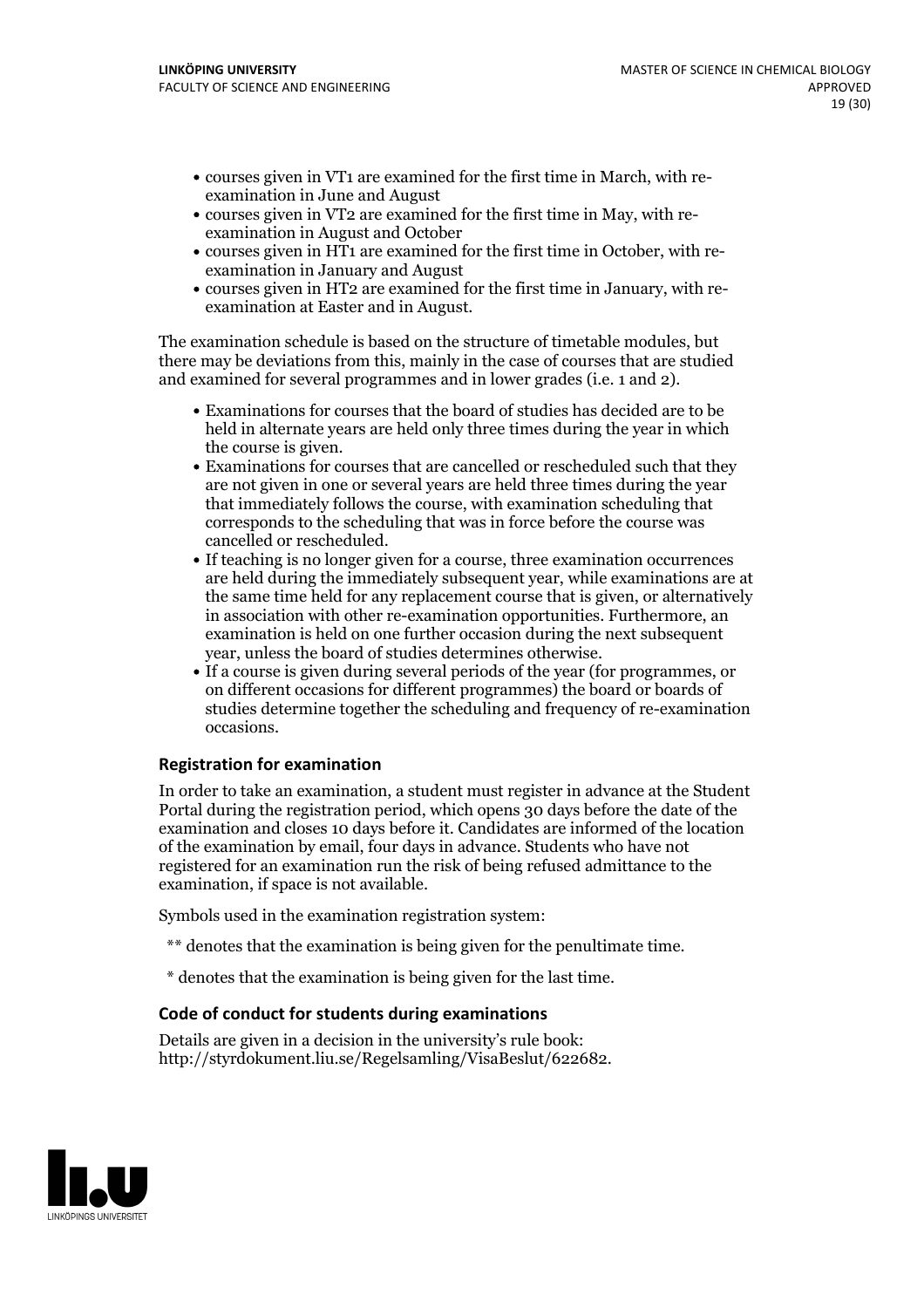- courses given in VT1 are examined for the first time in March, with re-examination in June and August
- courses given in VT2 are examined for the first time in May, with re-examination in August and October
- courses given in HT1 are examined for the first time in October, with re-examination in January and August
- courses given in HT2 are examined for the first time in January, with re-examination at Easter and in August.

The examination schedule is based on the structure of timetable modules, but there may be deviations from this, mainly in the case of courses that are studied and examined for several programmes and in lower grades (i.e. 1 and 2).

- Examinations for courses that the board of studies has decided are to be held in alternate years are held only three times during the year in which the course is given.
- Examinations for courses that are cancelled or rescheduled such that they are not given in one or several years are held three times during the year that immediately follows the course, with examination scheduling that corresponds to the scheduling that was in force before the course was cancelled or rescheduled.
- If teaching is no longer given for a course, three examination occurrences are held during the immediately subsequent year, while examinations are at the same time held for any replacement course that is given, or alternatively in association with other re-examination opportunities. Furthermore, an examination is held on one further occasion during the next subsequent year, unless the board of studies determines otherwise.
- If a course is given during several periods of the year (for programmes, or on different occasions for different programmes) the board or boards of studies determine together the scheduling and frequency of re-examination occasions.

### Registration for examination

In order to take an examination, a student must register in advance at the Student Portal during the registration period, which opens 30 days before the date of the examination and closes 10 days before it. Candidates are informed of the location of the examination by email, four days in advance. Students who have not registered for an examination run the risk of being refused admittance to the examination, if space is not available.

Symbols used in the examination registration system:

** denotes that the examination is being given for the penultimate time.

* denotes that the examination is being given for the last time.

### Code of conduct for students during examinations

Details are given in a decision in the university's rule book: http://styrdokument.liu.se/Regelsamling/VisaBeslut/622682.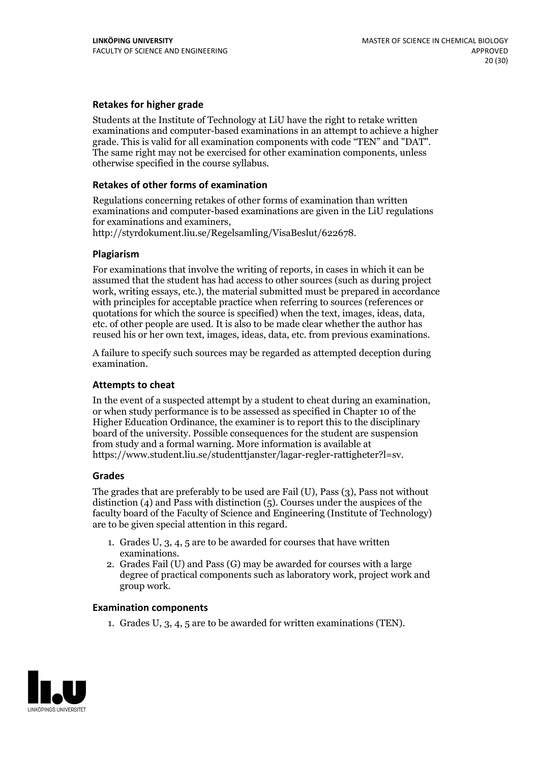### Retakes for higher grade

Students at the Institute of Technology at LiU have the right to retake written examinations and computer-based examinations in an attempt to achieve a higher grade. This is valid for all examination components with code "TEN" and "DAT". The same right may not be exercised for other examination components, unless otherwise specified in the course syllabus.

### Retakes of other forms of examination

Regulations concerning retakes of other forms of examination than written examinations and computer-based examinations are given in the LiU regulations for examinations and examiners, http://styrdokument.liu.se/Regelsamling/VisaBeslut/622678.

### Plagiarism

For examinations that involve the writing of reports, in cases in which it can be assumed that the student has had access to other sources (such as during project work, writing essays, etc.), the material submitted must be prepared in accordance with principles for acceptable practice when referring to sources (references or quotations for which the source is specified) when the text, images, ideas, data, etc. of other people are used. It is also to be made clear whether the author has reused his or her own text, images, ideas, data, etc. from previous examinations.

A failure to specify such sources may be regarded as attempted deception during examination.

### Attempts to cheat

In the event of a suspected attempt by a student to cheat during an examination, or when study performance is to be assessed as specified in Chapter 10 of the Higher Education Ordinance, the examiner is to report this to the disciplinary board of the university. Possible consequences for the student are suspension from study and a formal warning. More information is available at https://www.student.liu.se/studenttjanster/lagar-regler-rattigheter?l=sv.

### Grades

The grades that are preferably to be used are Fail (U), Pass (3), Pass not without distinction (4) and Pass with distinction (5). Courses under the auspices of the faculty board of the Faculty of Science and Engineering (Institute of Technology) are to be given special attention in this regard.

1. Grades U, 3, 4, 5 are to be awarded for courses that have written examinations.
2. Grades Fail (U) and Pass (G) may be awarded for courses with a large degree of practical components such as laboratory work, project work and group work.

### Examination components

1. Grades U, 3, 4, 5 are to be awarded for written examinations (TEN).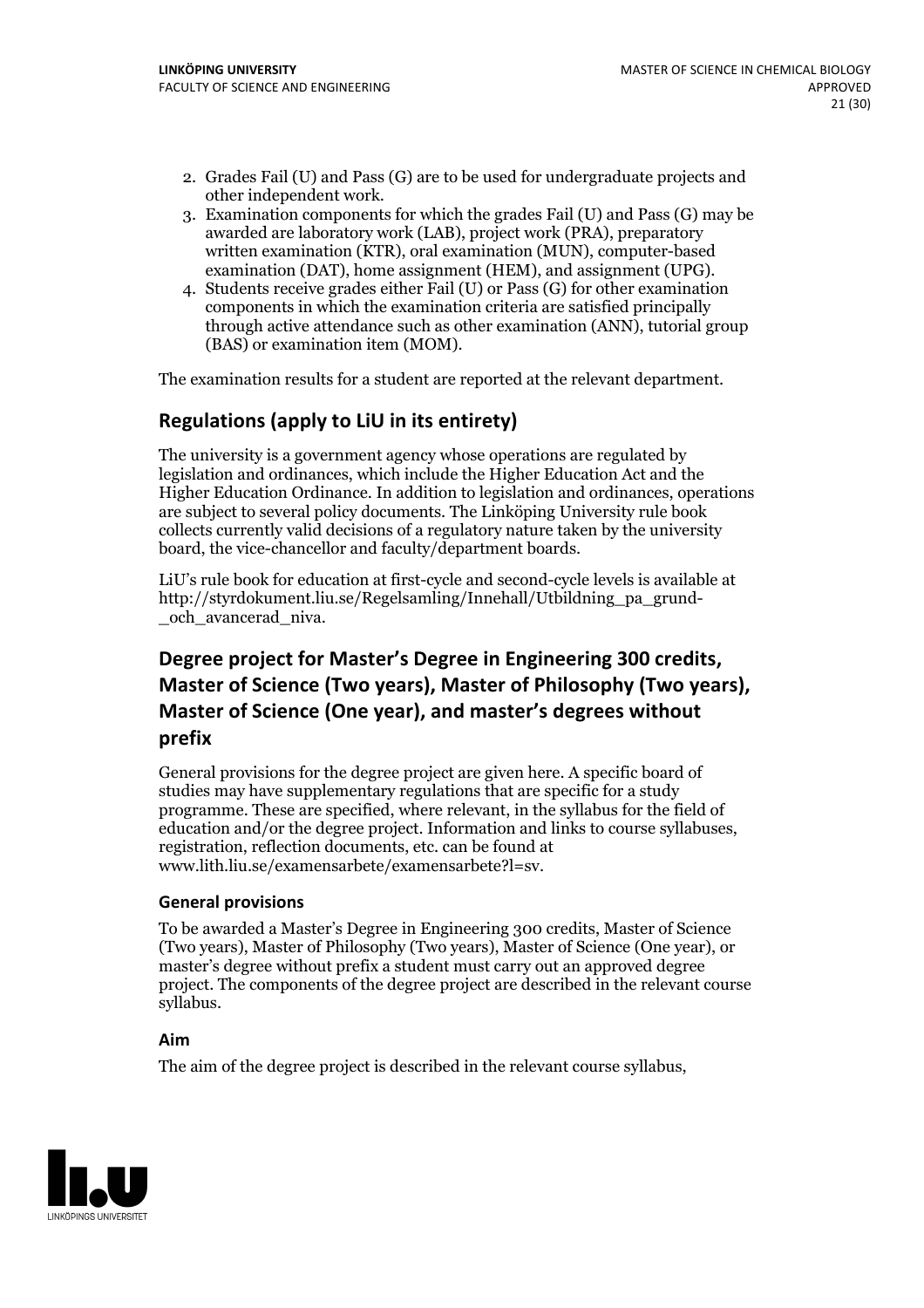2. Grades Fail (U) and Pass (G) are to be used for undergraduate projects and other independent work.
3. Examination components for which the grades Fail (U) and Pass (G) may be awarded are laboratory work (LAB), project work (PRA), preparatory written examination (KTR), oral examination (MUN), computer-based examination (DAT), home assignment (HEM), and assignment (UPG).
4. Students receive grades either Fail (U) or Pass (G) for other examination components in which the examination criteria are satisfied principally through active attendance such as other examination (ANN), tutorial group (BAS) or examination item (MOM).

The examination results for a student are reported at the relevant department.

## Regulations (apply to LiU in its entirety)

The university is a government agency whose operations are regulated by legislation and ordinances, which include the Higher Education Act and the Higher Education Ordinance. In addition to legislation and ordinances, operations are subject to several policy documents. The Linköping University rule book collects currently valid decisions of a regulatory nature taken by the university board, the vice-chancellor and faculty/department boards.

LiU's rule book for education at first-cycle and second-cycle levels is available at http://styrdokument.liu.se/Regelsamling/Innehall/Utbildning_pa_grund-_och_avancerad_niva.

## Degree project for Master's Degree in Engineering 300 credits, Master of Science (Two years), Master of Philosophy (Two years), Master of Science (One year), and master's degrees without prefix

General provisions for the degree project are given here. A specific board of studies may have supplementary regulations that are specific for a study programme. These are specified, where relevant, in the syllabus for the field of education and/or the degree project. Information and links to course syllabuses, registration, reflection documents, etc. can be found at www.lith.liu.se/examensarbete/examensarbete?l=sv.

### General provisions

To be awarded a Master's Degree in Engineering 300 credits, Master of Science (Two years), Master of Philosophy (Two years), Master of Science (One year), or master's degree without prefix a student must carry out an approved degree project. The components of the degree project are described in the relevant course syllabus.

### Aim

The aim of the degree project is described in the relevant course syllabus,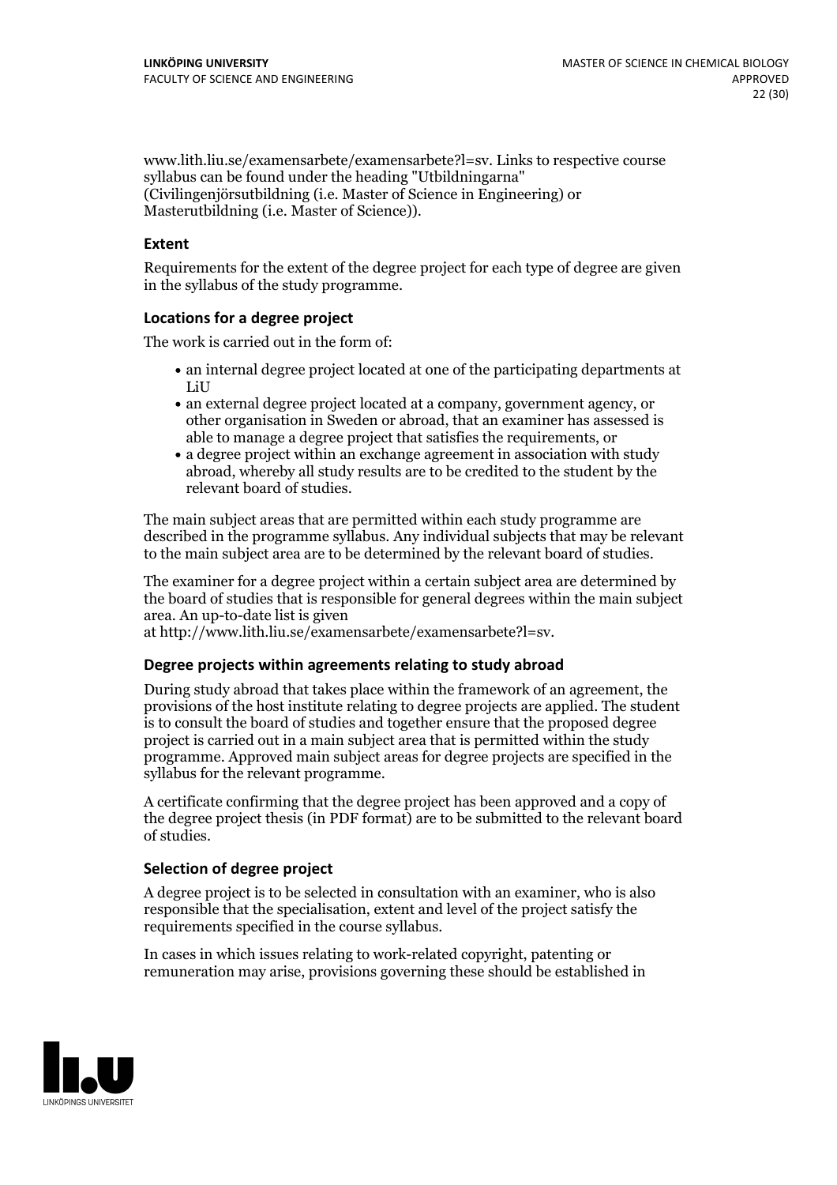www.lith.liu.se/examensarbete/examensarbete?l=sv. Links to respective course syllabus can be found under the heading "Utbildningarna" (Civilingenjörsutbildning (i.e. Master of Science in Engineering) or Masterutbildning (i.e. Master of Science)).

### Extent

Requirements for the extent of the degree project for each type of degree are given in the syllabus of the study programme.

### Locations for a degree project

The work is carried out in the form of:

- an internal degree project located at one of the participating departments at LiU
- an external degree project located at a company, government agency, or other organisation in Sweden or abroad, that an examiner has assessed is able to manage a degree project that satisfies the requirements, or
- a degree project within an exchange agreement in association with study abroad, whereby all study results are to be credited to the student by the relevant board of studies.

The main subject areas that are permitted within each study programme are described in the programme syllabus. Any individual subjects that may be relevant to the main subject area are to be determined by the relevant board of studies.

The examiner for a degree project within a certain subject area are determined by the board of studies that is responsible for general degrees within the main subject area. An up-to-date list is given at http://www.lith.liu.se/examensarbete/examensarbete?l=sv.

### Degree projects within agreements relating to study abroad

During study abroad that takes place within the framework of an agreement, the provisions of the host institute relating to degree projects are applied. The student is to consult the board of studies and together ensure that the proposed degree project is carried out in a main subject area that is permitted within the study programme. Approved main subject areas for degree projects are specified in the syllabus for the relevant programme.

A certificate confirming that the degree project has been approved and a copy of the degree project thesis (in PDF format) are to be submitted to the relevant board of studies.

### Selection of degree project

A degree project is to be selected in consultation with an examiner, who is also responsible that the specialisation, extent and level of the project satisfy the requirements specified in the course syllabus.

In cases in which issues relating to work-related copyright, patenting or remuneration may arise, provisions governing these should be established in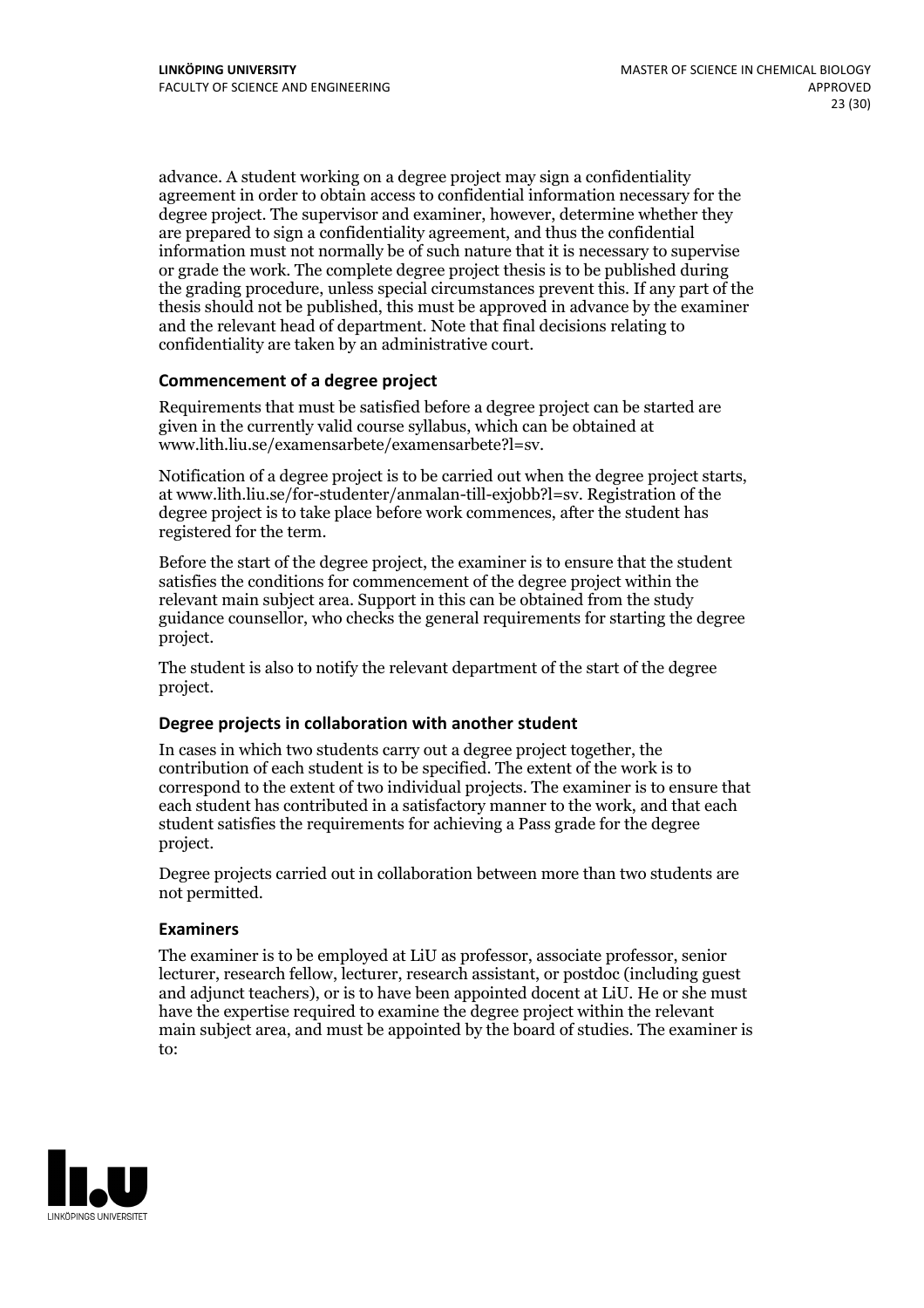advance. A student working on a degree project may sign a confidentiality agreement in order to obtain access to confidential information necessary for the degree project. The supervisor and examiner, however, determine whether they are prepared to sign a confidentiality agreement, and thus the confidential information must not normally be of such nature that it is necessary to supervise or grade the work. The complete degree project thesis is to be published during the grading procedure, unless special circumstances prevent this. If any part of the thesis should not be published, this must be approved in advance by the examiner and the relevant head of department. Note that final decisions relating to confidentiality are taken by an administrative court.

### Commencement of a degree project

Requirements that must be satisfied before a degree project can be started are given in the currently valid course syllabus, which can be obtained at www.lith.liu.se/examensarbete/examensarbete?l=sv.

Notification of a degree project is to be carried out when the degree project starts, at www.lith.liu.se/for-studenter/anmalan-till-exjobb?l=sv. Registration of the degree project is to take place before work commences, after the student has registered for the term.

Before the start of the degree project, the examiner is to ensure that the student satisfies the conditions for commencement of the degree project within the relevant main subject area. Support in this can be obtained from the study guidance counsellor, who checks the general requirements for starting the degree project.

The student is also to notify the relevant department of the start of the degree project.

### Degree projects in collaboration with another student

In cases in which two students carry out a degree project together, the contribution of each student is to be specified. The extent of the work is to correspond to the extent of two individual projects. The examiner is to ensure that each student has contributed in a satisfactory manner to the work, and that each student satisfies the requirements for achieving a Pass grade for the degree project.

Degree projects carried out in collaboration between more than two students are not permitted.

### Examiners

The examiner is to be employed at LiU as professor, associate professor, senior lecturer, research fellow, lecturer, research assistant, or postdoc (including guest and adjunct teachers), or is to have been appointed docent at LiU. He or she must have the expertise required to examine the degree project within the relevant main subject area, and must be appointed by the board of studies. The examiner is to: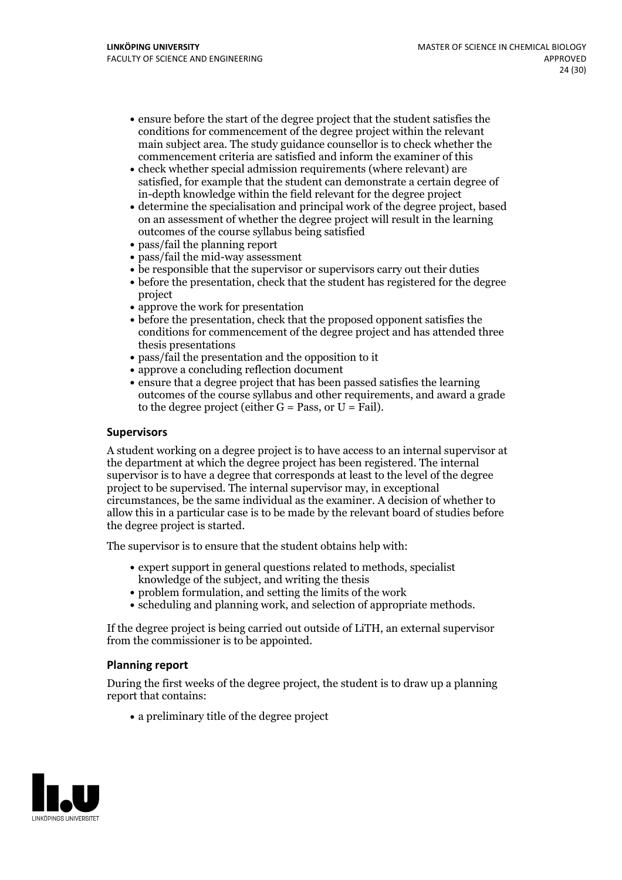- ensure before the start of the degree project that the student satisfies the conditions for commencement of the degree project within the relevant main subject area. The study guidance counsellor is to check whether the commencement criteria are satisfied and inform the examiner of this
- check whether special admission requirements (where relevant) are satisfied, for example that the student can demonstrate a certain degree of in-depth knowledge within the field relevant for the degree project
- determine the specialisation and principal work of the degree project, based on an assessment of whether the degree project will result in the learning outcomes of the course syllabus being satisfied
- pass/fail the planning report
- pass/fail the mid-way assessment
- be responsible that the supervisor or supervisors carry out their duties
- before the presentation, check that the student has registered for the degree project
- approve the work for presentation
- before the presentation, check that the proposed opponent satisfies the conditions for commencement of the degree project and has attended three thesis presentations
- pass/fail the presentation and the opposition to it
- approve a concluding reflection document
- ensure that a degree project that has been passed satisfies the learning outcomes of the course syllabus and other requirements, and award a grade to the degree project (either G = Pass, or U = Fail).

### Supervisors

A student working on a degree project is to have access to an internal supervisor at the department at which the degree project has been registered. The internal supervisor is to have a degree that corresponds at least to the level of the degree project to be supervised. The internal supervisor may, in exceptional circumstances, be the same individual as the examiner. A decision of whether to allow this in a particular case is to be made by the relevant board of studies before the degree project is started.

The supervisor is to ensure that the student obtains help with:

- expert support in general questions related to methods, specialist knowledge of the subject, and writing the thesis
- problem formulation, and setting the limits of the work
- scheduling and planning work, and selection of appropriate methods.

If the degree project is being carried out outside of LiTH, an external supervisor from the commissioner is to be appointed.

### Planning report

During the first weeks of the degree project, the student is to draw up a planning report that contains:

- a preliminary title of the degree project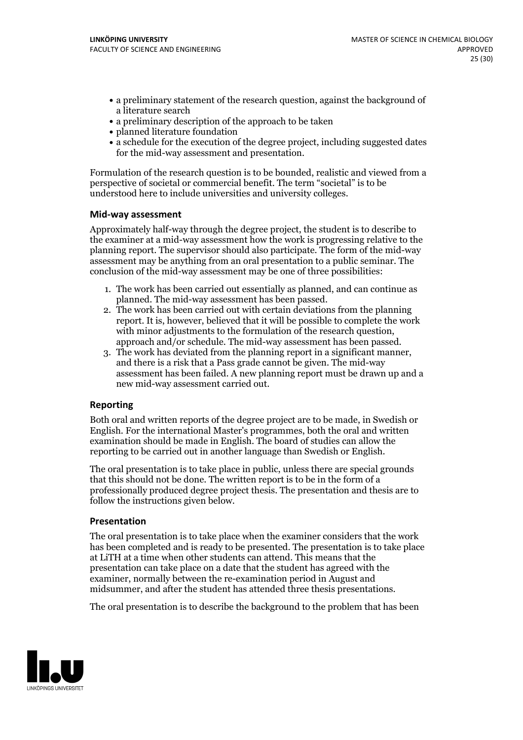- a preliminary statement of the research question, against the background of a literature search
- a preliminary description of the approach to be taken
- planned literature foundation
- a schedule for the execution of the degree project, including suggested dates for the mid-way assessment and presentation.

Formulation of the research question is to be bounded, realistic and viewed from a perspective of societal or commercial benefit. The term “societal” is to be understood here to include universities and university colleges.

### Mid-way assessment

Approximately half-way through the degree project, the student is to describe to the examiner at a mid-way assessment how the work is progressing relative to the planning report. The supervisor should also participate. The form of the mid-way assessment may be anything from an oral presentation to a public seminar. The conclusion of the mid-way assessment may be one of three possibilities:

1. The work has been carried out essentially as planned, and can continue as planned. The mid-way assessment has been passed.
2. The work has been carried out with certain deviations from the planning report. It is, however, believed that it will be possible to complete the work with minor adjustments to the formulation of the research question, approach and/or schedule. The mid-way assessment has been passed.
3. The work has deviated from the planning report in a significant manner, and there is a risk that a Pass grade cannot be given. The mid-way assessment has been failed. A new planning report must be drawn up and a new mid-way assessment carried out.

### Reporting

Both oral and written reports of the degree project are to be made, in Swedish or English. For the international Master's programmes, both the oral and written examination should be made in English. The board of studies can allow the reporting to be carried out in another language than Swedish or English.

The oral presentation is to take place in public, unless there are special grounds that this should not be done. The written report is to be in the form of a professionally produced degree project thesis. The presentation and thesis are to follow the instructions given below.

### Presentation

The oral presentation is to take place when the examiner considers that the work has been completed and is ready to be presented. The presentation is to take place at LiTH at a time when other students can attend. This means that the presentation can take place on a date that the student has agreed with the examiner, normally between the re-examination period in August and midsummer, and after the student has attended three thesis presentations.

The oral presentation is to describe the background to the problem that has been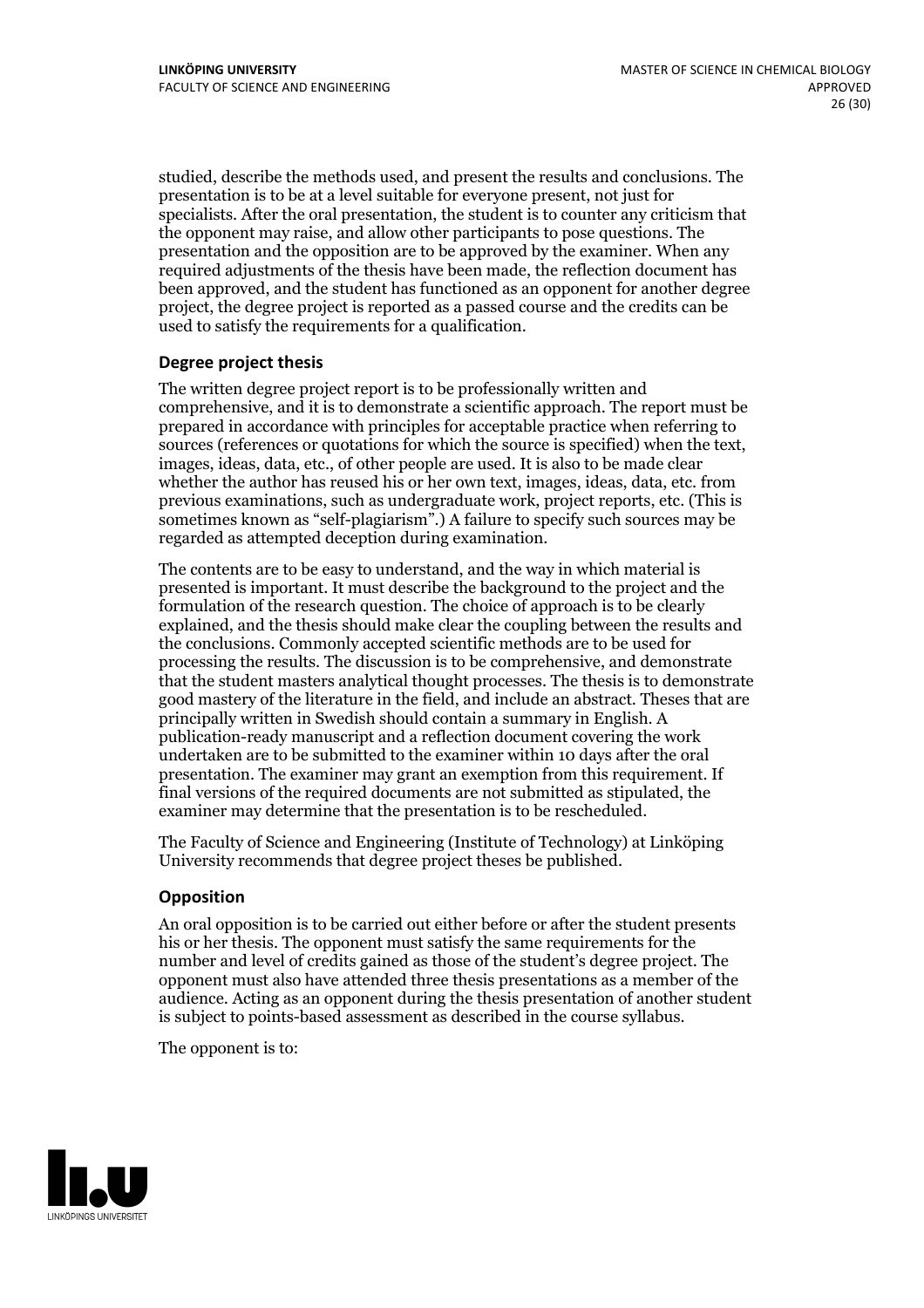studied, describe the methods used, and present the results and conclusions. The presentation is to be at a level suitable for everyone present, not just for specialists. After the oral presentation, the student is to counter any criticism that the opponent may raise, and allow other participants to pose questions. The presentation and the opposition are to be approved by the examiner. When any required adjustments of the thesis have been made, the reflection document has been approved, and the student has functioned as an opponent for another degree project, the degree project is reported as a passed course and the credits can be used to satisfy the requirements for a qualification.

### Degree project thesis

The written degree project report is to be professionally written and comprehensive, and it is to demonstrate a scientific approach. The report must be prepared in accordance with principles for acceptable practice when referring to sources (references or quotations for which the source is specified) when the text, images, ideas, data, etc., of other people are used. It is also to be made clear whether the author has reused his or her own text, images, ideas, data, etc. from previous examinations, such as undergraduate work, project reports, etc. (This is sometimes known as "self-plagiarism".) A failure to specify such sources may be regarded as attempted deception during examination.

The contents are to be easy to understand, and the way in which material is presented is important. It must describe the background to the project and the formulation of the research question. The choice of approach is to be clearly explained, and the thesis should make clear the coupling between the results and the conclusions. Commonly accepted scientific methods are to be used for processing the results. The discussion is to be comprehensive, and demonstrate that the student masters analytical thought processes. The thesis is to demonstrate good mastery of the literature in the field, and include an abstract. Theses that are principally written in Swedish should contain a summary in English. A publication-ready manuscript and a reflection document covering the work undertaken are to be submitted to the examiner within 10 days after the oral presentation. The examiner may grant an exemption from this requirement. If final versions of the required documents are not submitted as stipulated, the examiner may determine that the presentation is to be rescheduled.

The Faculty of Science and Engineering (Institute of Technology) at Linköping University recommends that degree project theses be published.

### Opposition

An oral opposition is to be carried out either before or after the student presents his or her thesis. The opponent must satisfy the same requirements for the number and level of credits gained as those of the student's degree project. The opponent must also have attended three thesis presentations as a member of the audience. Acting as an opponent during the thesis presentation of another student is subject to points-based assessment as described in the course syllabus.

The opponent is to: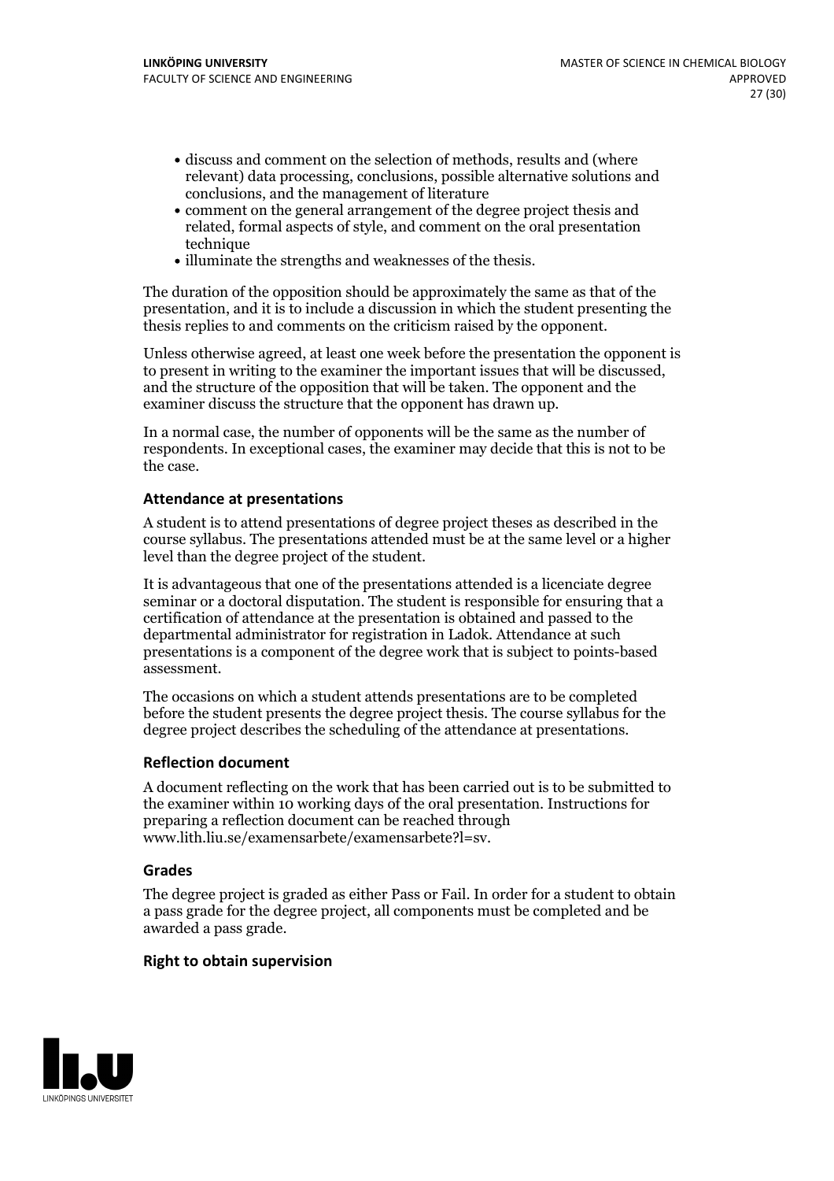- discuss and comment on the selection of methods, results and (where relevant) data processing, conclusions, possible alternative solutions and conclusions, and the management of literature
- comment on the general arrangement of the degree project thesis and related, formal aspects of style, and comment on the oral presentation technique
- illuminate the strengths and weaknesses of the thesis.

The duration of the opposition should be approximately the same as that of the presentation, and it is to include a discussion in which the student presenting the thesis replies to and comments on the criticism raised by the opponent.

Unless otherwise agreed, at least one week before the presentation the opponent is to present in writing to the examiner the important issues that will be discussed, and the structure of the opposition that will be taken. The opponent and the examiner discuss the structure that the opponent has drawn up.

In a normal case, the number of opponents will be the same as the number of respondents. In exceptional cases, the examiner may decide that this is not to be the case.

### Attendance at presentations

A student is to attend presentations of degree project theses as described in the course syllabus. The presentations attended must be at the same level or a higher level than the degree project of the student.

It is advantageous that one of the presentations attended is a licenciate degree seminar or a doctoral disputation. The student is responsible for ensuring that a certification of attendance at the presentation is obtained and passed to the departmental administrator for registration in Ladok. Attendance at such presentations is a component of the degree work that is subject to points-based assessment.

The occasions on which a student attends presentations are to be completed before the student presents the degree project thesis. The course syllabus for the degree project describes the scheduling of the attendance at presentations.

### Reflection document

A document reflecting on the work that has been carried out is to be submitted to the examiner within 10 working days of the oral presentation. Instructions for preparing a reflection document can be reached through www.lith.liu.se/examensarbete/examensarbete?l=sv.

### Grades

The degree project is graded as either Pass or Fail. In order for a student to obtain a pass grade for the degree project, all components must be completed and be awarded a pass grade.

### Right to obtain supervision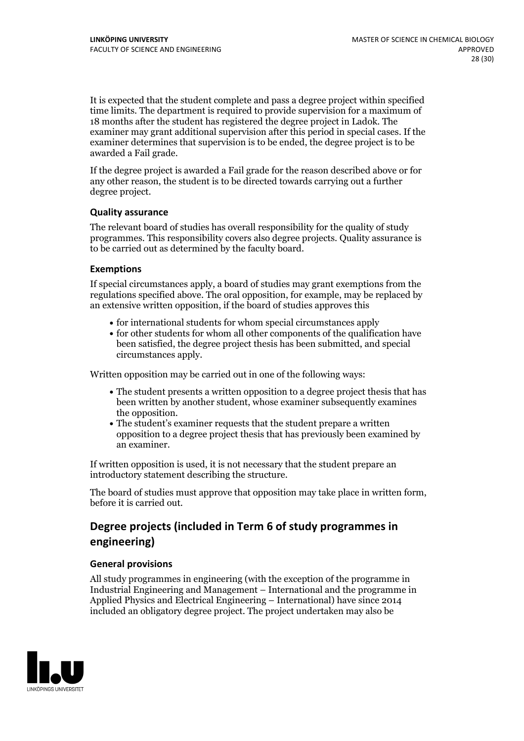It is expected that the student complete and pass a degree project within specified time limits. The department is required to provide supervision for a maximum of 18 months after the student has registered the degree project in Ladok. The examiner may grant additional supervision after this period in special cases. If the examiner determines that supervision is to be ended, the degree project is to be awarded a Fail grade.

If the degree project is awarded a Fail grade for the reason described above or for any other reason, the student is to be directed towards carrying out a further degree project.

### Quality assurance

The relevant board of studies has overall responsibility for the quality of study programmes. This responsibility covers also degree projects. Quality assurance is to be carried out as determined by the faculty board.

### Exemptions

If special circumstances apply, a board of studies may grant exemptions from the regulations specified above. The oral opposition, for example, may be replaced by an extensive written opposition, if the board of studies approves this

- for international students for whom special circumstances apply
- for other students for whom all other components of the qualification have been satisfied, the degree project thesis has been submitted, and special circumstances apply.

Written opposition may be carried out in one of the following ways:

- The student presents a written opposition to a degree project thesis that has been written by another student, whose examiner subsequently examines the opposition.
- The student's examiner requests that the student prepare a written opposition to a degree project thesis that has previously been examined by an examiner.

If written opposition is used, it is not necessary that the student prepare an introductory statement describing the structure.

The board of studies must approve that opposition may take place in written form, before it is carried out.

## Degree projects (included in Term 6 of study programmes in engineering)

### General provisions

All study programmes in engineering (with the exception of the programme in Industrial Engineering and Management – International and the programme in Applied Physics and Electrical Engineering – International) have since 2014 included an obligatory degree project. The project undertaken may also be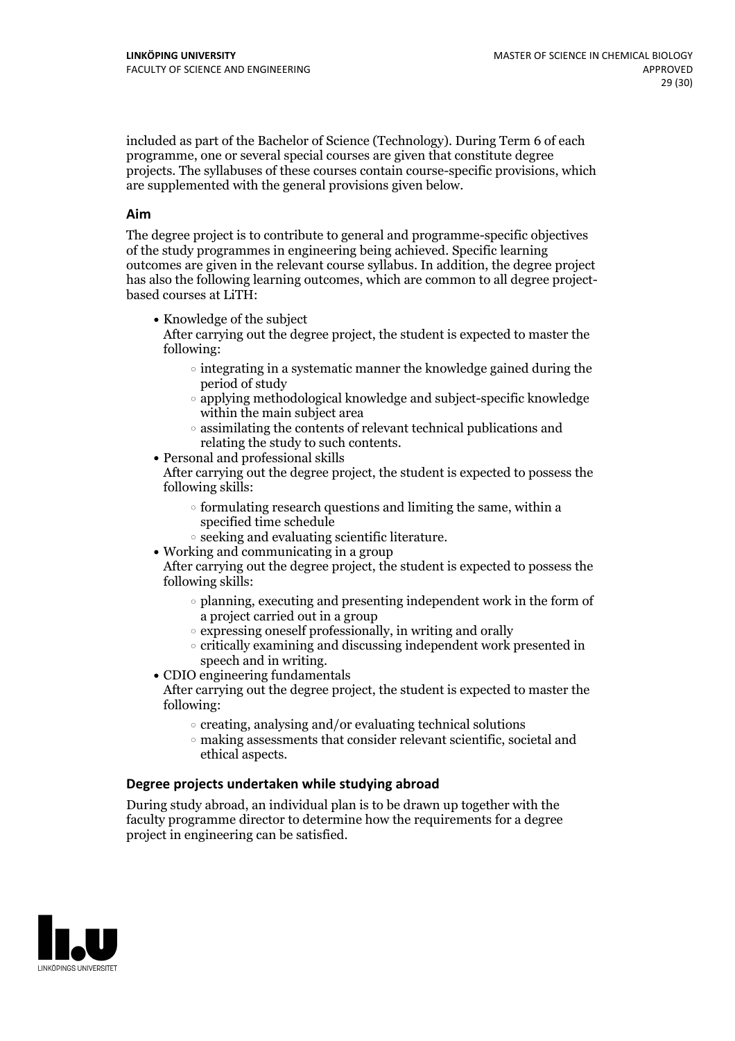included as part of the Bachelor of Science (Technology). During Term 6 of each programme, one or several special courses are given that constitute degree projects. The syllabuses of these courses contain course-specific provisions, which are supplemented with the general provisions given below.

### Aim

The degree project is to contribute to general and programme-specific objectives of the study programmes in engineering being achieved. Specific learning outcomes are given in the relevant course syllabus. In addition, the degree project has also the following learning outcomes, which are common to all degree project-based courses at LiTH:

- Knowledge of the subject
  After carrying out the degree project, the student is expected to master the following:
  - integrating in a systematic manner the knowledge gained during the period of study
  - applying methodological knowledge and subject-specific knowledge within the main subject area
  - assimilating the contents of relevant technical publications and relating the study to such contents.
- Personal and professional skills
  After carrying out the degree project, the student is expected to possess the following skills:
  - formulating research questions and limiting the same, within a specified time schedule
  - seeking and evaluating scientific literature.
- Working and communicating in a group
  After carrying out the degree project, the student is expected to possess the following skills:
  - planning, executing and presenting independent work in the form of a project carried out in a group
  - expressing oneself professionally, in writing and orally
  - critically examining and discussing independent work presented in speech and in writing.
- CDIO engineering fundamentals
  After carrying out the degree project, the student is expected to master the following:
  - creating, analysing and/or evaluating technical solutions
  - making assessments that consider relevant scientific, societal and ethical aspects.

### Degree projects undertaken while studying abroad

During study abroad, an individual plan is to be drawn up together with the faculty programme director to determine how the requirements for a degree project in engineering can be satisfied.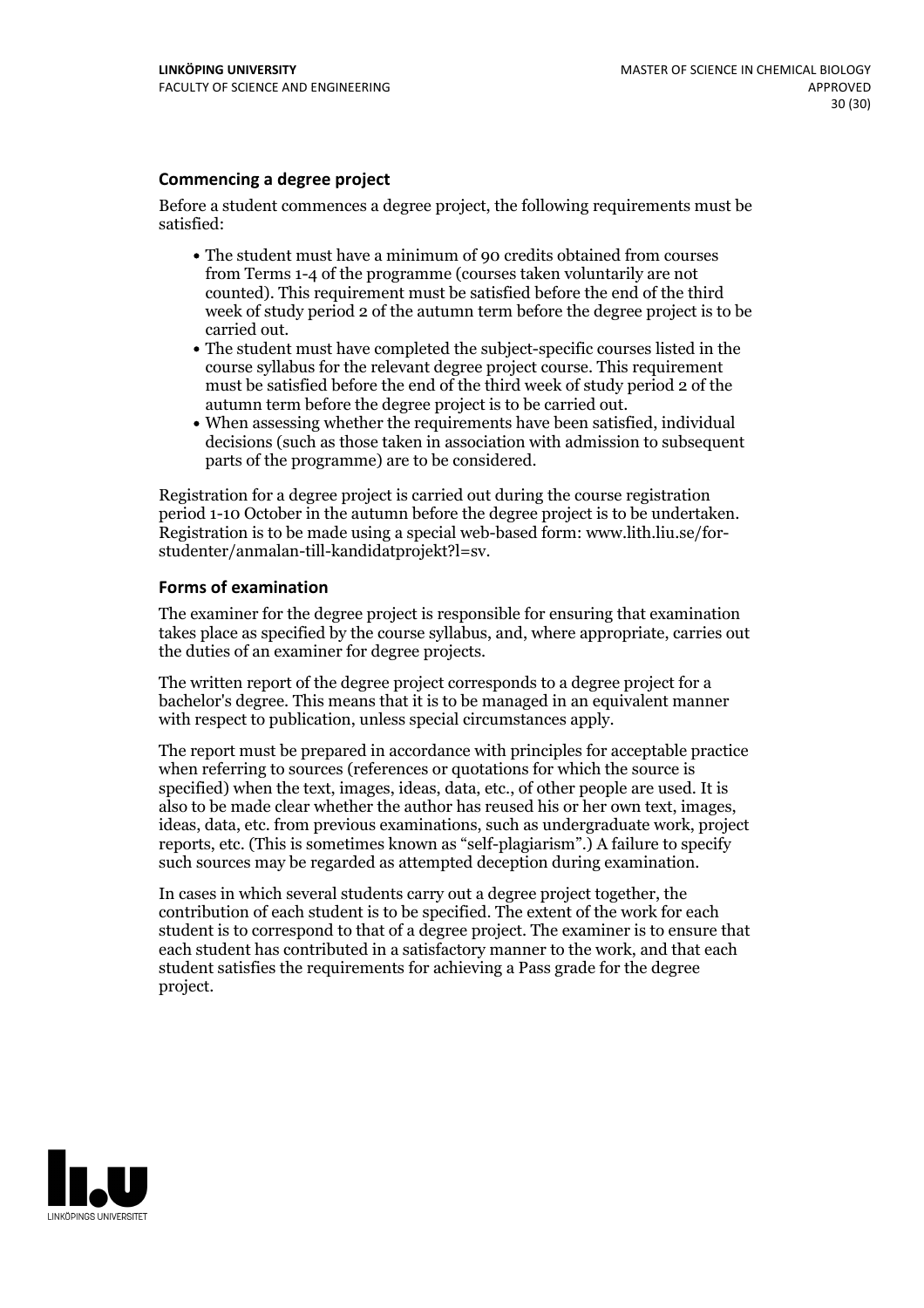### Commencing a degree project

Before a student commences a degree project, the following requirements must be satisfied:

- The student must have a minimum of 90 credits obtained from courses from Terms 1-4 of the programme (courses taken voluntarily are not counted). This requirement must be satisfied before the end of the third week of study period 2 of the autumn term before the degree project is to be carried out.
- The student must have completed the subject-specific courses listed in the course syllabus for the relevant degree project course. This requirement must be satisfied before the end of the third week of study period 2 of the autumn term before the degree project is to be carried out.
- When assessing whether the requirements have been satisfied, individual decisions (such as those taken in association with admission to subsequent parts of the programme) are to be considered.

Registration for a degree project is carried out during the course registration period 1-10 October in the autumn before the degree project is to be undertaken. Registration is to be made using a special web-based form: www.lith.liu.se/for-studenter/anmalan-till-kandidatprojekt?l=sv.

### Forms of examination

The examiner for the degree project is responsible for ensuring that examination takes place as specified by the course syllabus, and, where appropriate, carries out the duties of an examiner for degree projects.

The written report of the degree project corresponds to a degree project for a bachelor's degree. This means that it is to be managed in an equivalent manner with respect to publication, unless special circumstances apply.

The report must be prepared in accordance with principles for acceptable practice when referring to sources (references or quotations for which the source is specified) when the text, images, ideas, data, etc., of other people are used. It is also to be made clear whether the author has reused his or her own text, images, ideas, data, etc. from previous examinations, such as undergraduate work, project reports, etc. (This is sometimes known as "self-plagiarism".) A failure to specify such sources may be regarded as attempted deception during examination.

In cases in which several students carry out a degree project together, the contribution of each student is to be specified. The extent of the work for each student is to correspond to that of a degree project. The examiner is to ensure that each student has contributed in a satisfactory manner to the work, and that each student satisfies the requirements for achieving a Pass grade for the degree project.